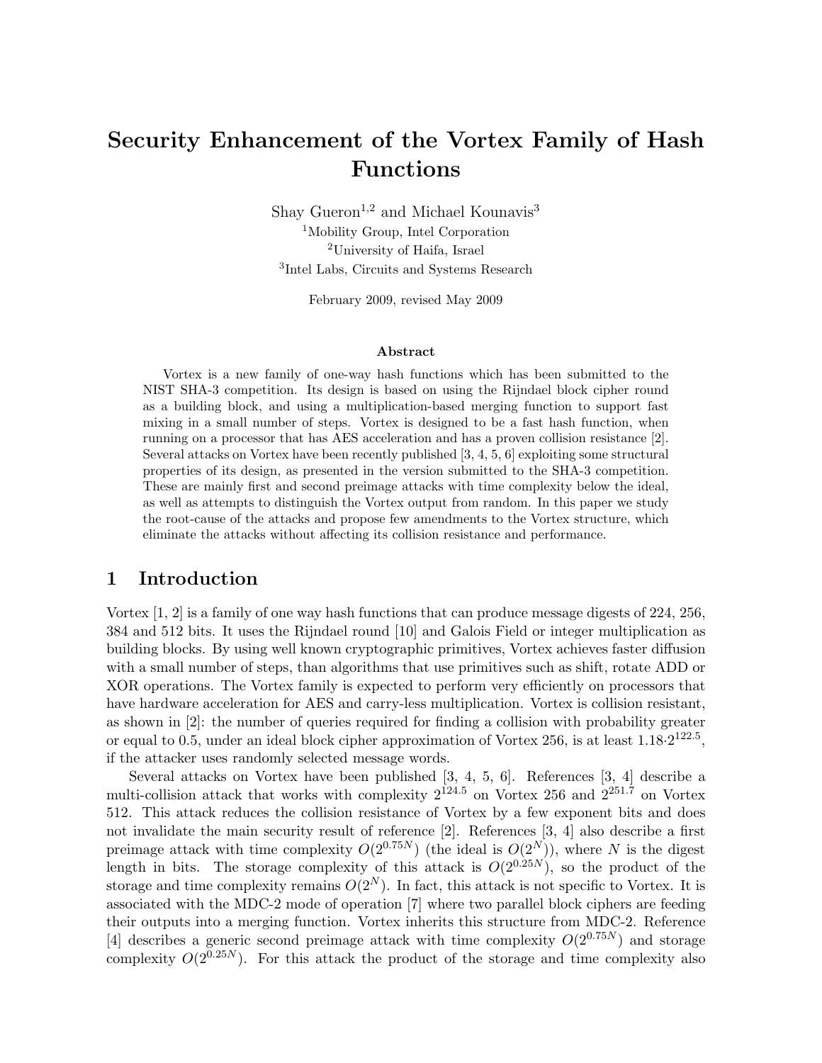# Security Enhancement of the Vortex Family of Hash Functions

Shay Gueron[1,2] and Michael Kounavis[3]

[1]Mobility Group, Intel Corporation
[2]University of Haifa, Israel
[3]Intel Labs, Circuits and Systems Research

February 2009, revised May 2009

### Abstract

Vortex is a new family of one-way hash functions which has been submitted to the NIST SHA-3 competition. Its design is based on using the Rijndael block cipher round as a building block, and using a multiplication-based merging function to support fast mixing in a small number of steps. Vortex is designed to be a fast hash function, when running on a processor that has AES acceleration and has a proven collision resistance [2]. Several attacks on Vortex have been recently published [3, 4, 5, 6] exploiting some structural properties of its design, as presented in the version submitted to the SHA-3 competition. These are mainly first and second preimage attacks with time complexity below the ideal, as well as attempts to distinguish the Vortex output from random. In this paper we study the root-cause of the attacks and propose few amendments to the Vortex structure, which eliminate the attacks without affecting its collision resistance and performance.

## 1 Introduction

Vortex [1, 2] is a family of one way hash functions that can produce message digests of 224, 256, 384 and 512 bits. It uses the Rijndael round [10] and Galois Field or integer multiplication as building blocks. By using well known cryptographic primitives, Vortex achieves faster diffusion with a small number of steps, than algorithms that use primitives such as shift, rotate ADD or XOR operations. The Vortex family is expected to perform very efficiently on processors that have hardware acceleration for AES and carry-less multiplication. Vortex is collision resistant, as shown in [2]: the number of queries required for finding a collision with probability greater or equal to 0.5, under an ideal block cipher approximation of Vortex 256, is at least $1.18{\cdot}2^{122.5}$, if the attacker uses randomly selected message words.

Several attacks on Vortex have been published [3, 4, 5, 6]. References [3, 4] describe a multi-collision attack that works with complexity $2^{124.5}$ on Vortex 256 and $2^{251.7}$ on Vortex 512. This attack reduces the collision resistance of Vortex by a few exponent bits and does not invalidate the main security result of reference [2]. References [3, 4] also describe a first preimage attack with time complexity $O(2^{0.75N})$ (the ideal is $O(2^N)$), where $N$ is the digest length in bits. The storage complexity of this attack is $O(2^{0.25N})$, so the product of the storage and time complexity remains $O(2^N)$. In fact, this attack is not specific to Vortex. It is associated with the MDC-2 mode of operation [7] where two parallel block ciphers are feeding their outputs into a merging function. Vortex inherits this structure from MDC-2. Reference [4] describes a generic second preimage attack with time complexity $O(2^{0.75N})$ and storage complexity $O(2^{0.25N})$. For this attack the product of the storage and time complexity also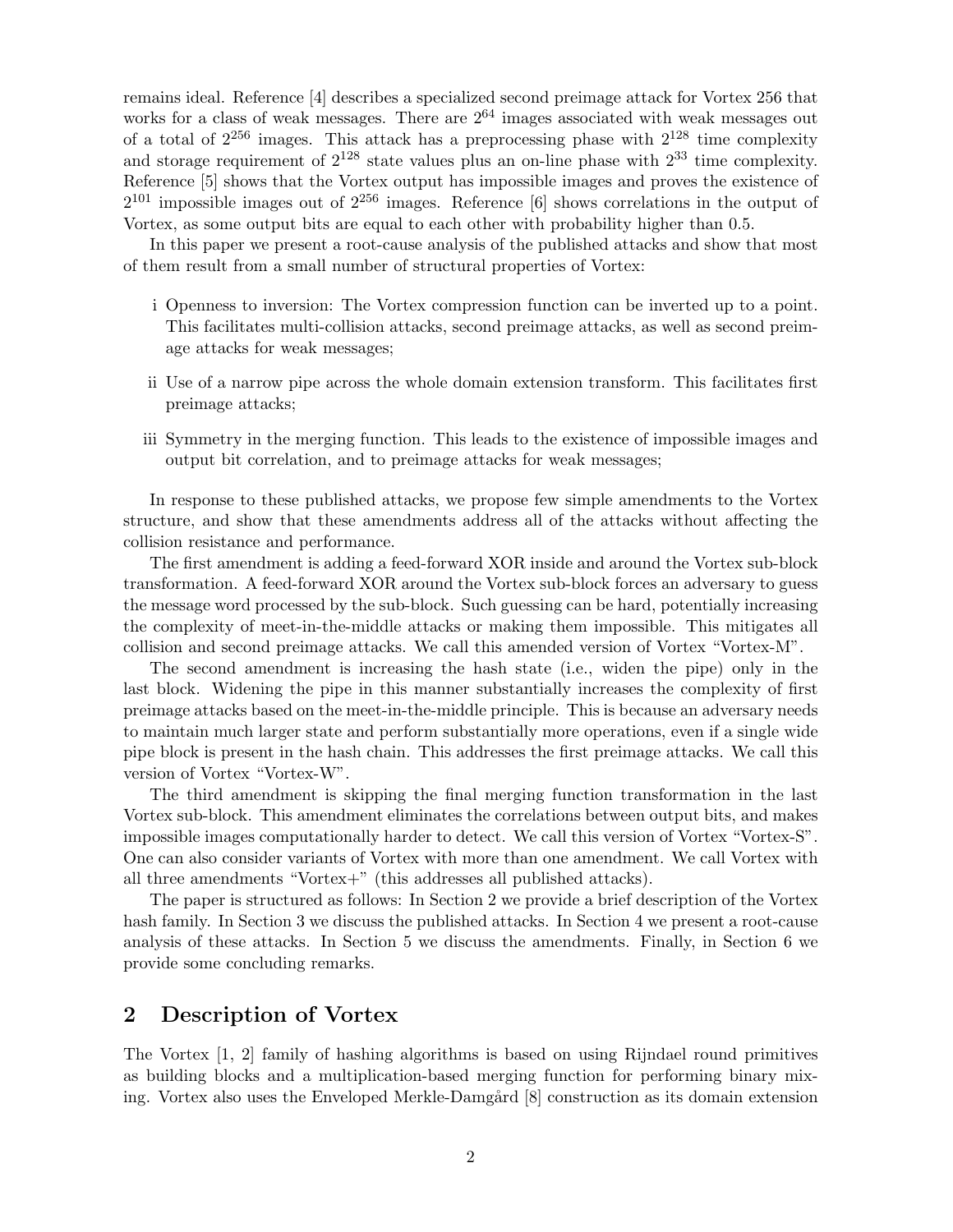remains ideal. Reference [4] describes a specialized second preimage attack for Vortex 256 that works for a class of weak messages. There are $2^{64}$ images associated with weak messages out of a total of $2^{256}$ images. This attack has a preprocessing phase with $2^{128}$ time complexity and storage requirement of $2^{128}$ state values plus an on-line phase with $2^{33}$ time complexity. Reference [5] shows that the Vortex output has impossible images and proves the existence of $2^{101}$ impossible images out of $2^{256}$ images. Reference [6] shows correlations in the output of Vortex, as some output bits are equal to each other with probability higher than 0.5.

In this paper we present a root-cause analysis of the published attacks and show that most of them result from a small number of structural properties of Vortex:

i Openness to inversion: The Vortex compression function can be inverted up to a point. This facilitates multi-collision attacks, second preimage attacks, as well as second preimage attacks for weak messages;

ii Use of a narrow pipe across the whole domain extension transform. This facilitates first preimage attacks;

iii Symmetry in the merging function. This leads to the existence of impossible images and output bit correlation, and to preimage attacks for weak messages;

In response to these published attacks, we propose few simple amendments to the Vortex structure, and show that these amendments address all of the attacks without affecting the collision resistance and performance.

The first amendment is adding a feed-forward XOR inside and around the Vortex sub-block transformation. A feed-forward XOR around the Vortex sub-block forces an adversary to guess the message word processed by the sub-block. Such guessing can be hard, potentially increasing the complexity of meet-in-the-middle attacks or making them impossible. This mitigates all collision and second preimage attacks. We call this amended version of Vortex "Vortex-M".

The second amendment is increasing the hash state (i.e., widen the pipe) only in the last block. Widening the pipe in this manner substantially increases the complexity of first preimage attacks based on the meet-in-the-middle principle. This is because an adversary needs to maintain much larger state and perform substantially more operations, even if a single wide pipe block is present in the hash chain. This addresses the first preimage attacks. We call this version of Vortex "Vortex-W".

The third amendment is skipping the final merging function transformation in the last Vortex sub-block. This amendment eliminates the correlations between output bits, and makes impossible images computationally harder to detect. We call this version of Vortex "Vortex-S". One can also consider variants of Vortex with more than one amendment. We call Vortex with all three amendments "Vortex+" (this addresses all published attacks).

The paper is structured as follows: In Section 2 we provide a brief description of the Vortex hash family. In Section 3 we discuss the published attacks. In Section 4 we present a root-cause analysis of these attacks. In Section 5 we discuss the amendments. Finally, in Section 6 we provide some concluding remarks.

## 2 Description of Vortex

The Vortex [1, 2] family of hashing algorithms is based on using Rijndael round primitives as building blocks and a multiplication-based merging function for performing binary mixing. Vortex also uses the Enveloped Merkle-Damgård [8] construction as its domain extension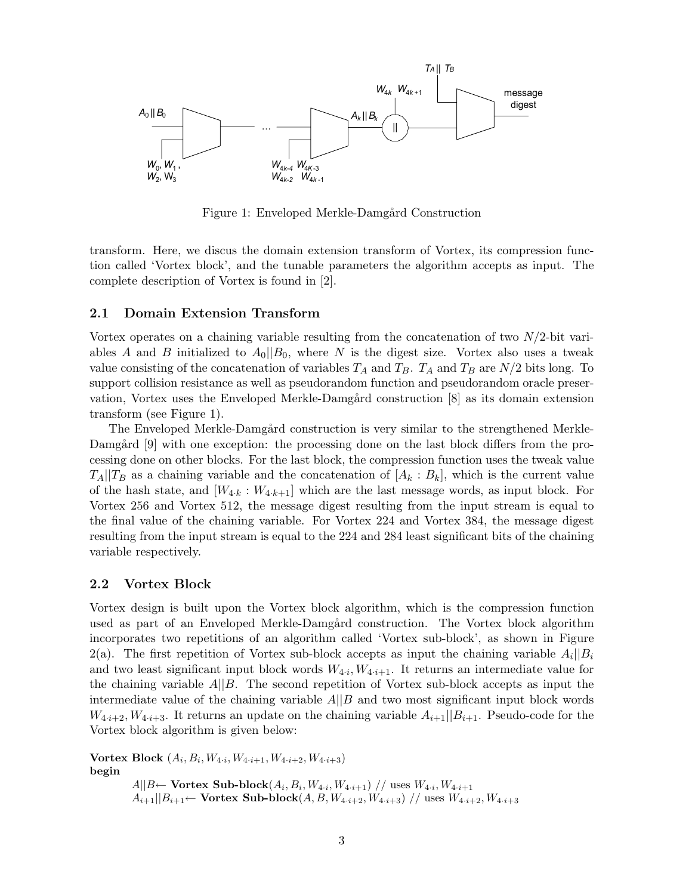Figure 1: Enveloped Merkle-Damgård Construction

transform. Here, we discus the domain extension transform of Vortex, its compression function called 'Vortex block', and the tunable parameters the algorithm accepts as input. The complete description of Vortex is found in [2].

### 2.1 Domain Extension Transform

Vortex operates on a chaining variable resulting from the concatenation of two $N/2$-bit variables $A$ and $B$ initialized to $A_0||B_0$, where $N$ is the digest size. Vortex also uses a tweak value consisting of the concatenation of variables $T_A$ and $T_B$. $T_A$ and $T_B$ are $N/2$ bits long. To support collision resistance as well as pseudorandom function and pseudorandom oracle preservation, Vortex uses the Enveloped Merkle-Damgård construction [8] as its domain extension transform (see Figure 1).

The Enveloped Merkle-Damgård construction is very similar to the strengthened Merkle-Damgård [9] with one exception: the processing done on the last block differs from the processing done on other blocks. For the last block, the compression function uses the tweak value $T_A||T_B$ as a chaining variable and the concatenation of $[A_k : B_k]$, which is the current value of the hash state, and $[W_{4 \cdot k} : W_{4 \cdot k+1}]$ which are the last message words, as input block. For Vortex 256 and Vortex 512, the message digest resulting from the input stream is equal to the final value of the chaining variable. For Vortex 224 and Vortex 384, the message digest resulting from the input stream is equal to the 224 and 284 least significant bits of the chaining variable respectively.

### 2.2 Vortex Block

Vortex design is built upon the Vortex block algorithm, which is the compression function used as part of an Enveloped Merkle-Damgård construction. The Vortex block algorithm incorporates two repetitions of an algorithm called 'Vortex sub-block', as shown in Figure 2(a). The first repetition of Vortex sub-block accepts as input the chaining variable $A_i||B_i$ and two least significant input block words $W_{4 \cdot i}, W_{4 \cdot i+1}$. It returns an intermediate value for the chaining variable $A||B$. The second repetition of Vortex sub-block accepts as input the intermediate value of the chaining variable $A||B$ and two most significant input block words $W_{4 \cdot i+2}, W_{4 \cdot i+3}$. It returns an update on the chaining variable $A_{i+1}||B_{i+1}$. Pseudo-code for the Vortex block algorithm is given below:

**Vortex Block** $(A_i, B_i, W_{4 \cdot i}, W_{4 \cdot i+1}, W_{4 \cdot i+2}, W_{4 \cdot i+3})$
**begin**

$A||B \leftarrow$ **Vortex Sub-block**$(A_i, B_i, W_{4 \cdot i}, W_{4 \cdot i+1})$ // uses $W_{4 \cdot i}, W_{4 \cdot i+1}$
$A_{i+1}||B_{i+1} \leftarrow$ **Vortex Sub-block**$(A, B, W_{4 \cdot i+2}, W_{4 \cdot i+3})$ // uses $W_{4 \cdot i+2}, W_{4 \cdot i+3}$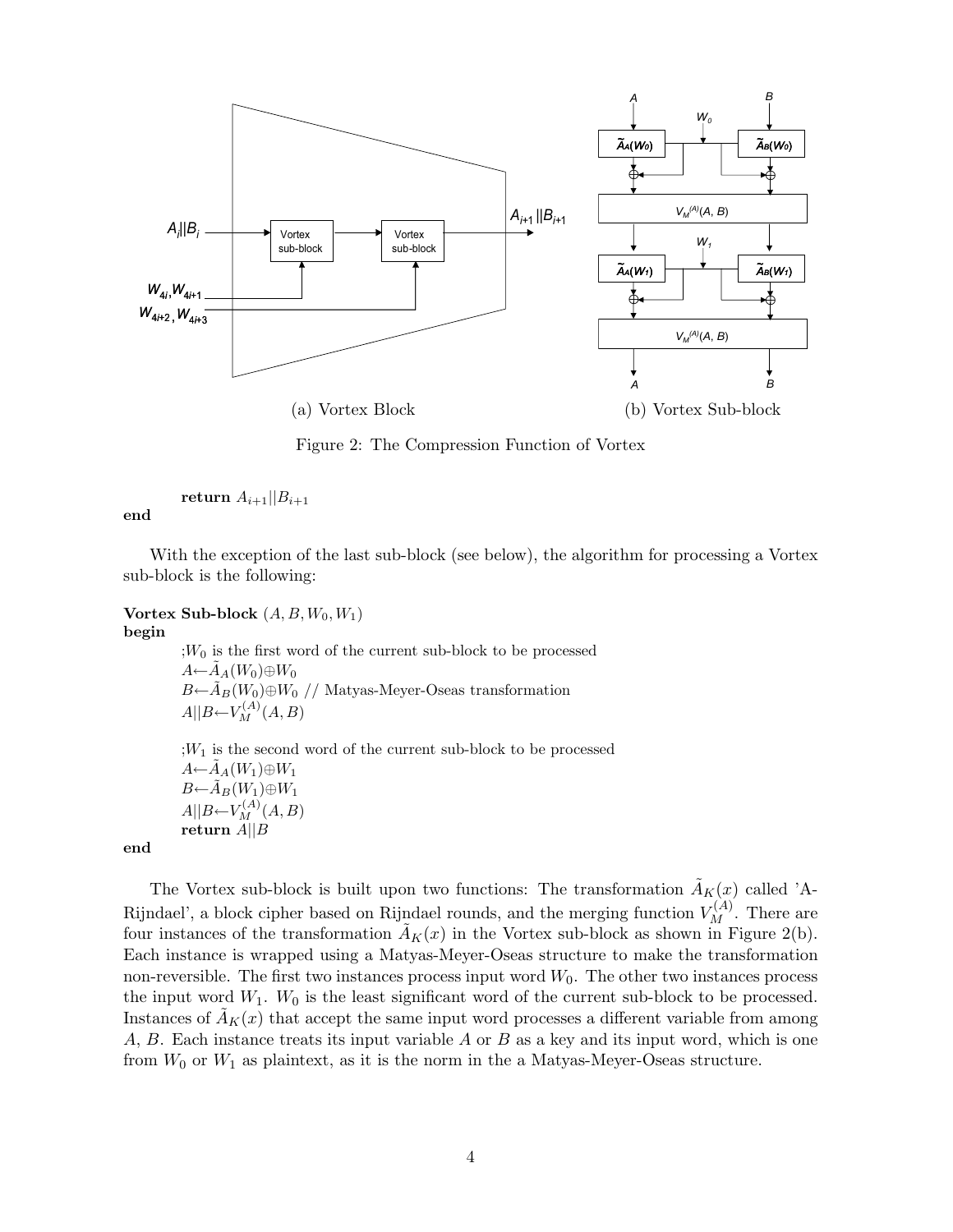(a) Vortex Block (b) Vortex Sub-block

Figure 2: The Compression Function of Vortex

**return** $A_{i+1}||B_{i+1}$

**end**

With the exception of the last sub-block (see below), the algorithm for processing a Vortex sub-block is the following:

**Vortex Sub-block** $(A, B, W_0, W_1)$
**begin**

;$W_0$ is the first word of the current sub-block to be processed
$A \leftarrow \tilde{A}_A(W_0) \oplus W_0$
$B \leftarrow \tilde{A}_B(W_0) \oplus W_0$ // Matyas-Meyer-Oseas transformation
$A||B \leftarrow V_M^{(A)}(A, B)$

;$W_1$ is the second word of the current sub-block to be processed
$A \leftarrow \tilde{A}_A(W_1) \oplus W_1$
$B \leftarrow \tilde{A}_B(W_1) \oplus W_1$
$A||B \leftarrow V_M^{(A)}(A, B)$
**return** $A||B$

**end**

The Vortex sub-block is built upon two functions: The transformation $\tilde{A}_K(x)$ called 'A-Rijndael', a block cipher based on Rijndael rounds, and the merging function $V_M^{(A)}$. There are four instances of the transformation $\tilde{A}_K(x)$ in the Vortex sub-block as shown in Figure 2(b). Each instance is wrapped using a Matyas-Meyer-Oseas structure to make the transformation non-reversible. The first two instances process input word $W_0$. The other two instances process the input word $W_1$. $W_0$ is the least significant word of the current sub-block to be processed. Instances of $\tilde{A}_K(x)$ that accept the same input word processes a different variable from among $A$, $B$. Each instance treats its input variable $A$ or $B$ as a key and its input word, which is one from $W_0$ or $W_1$ as plaintext, as it is the norm in the a Matyas-Meyer-Oseas structure.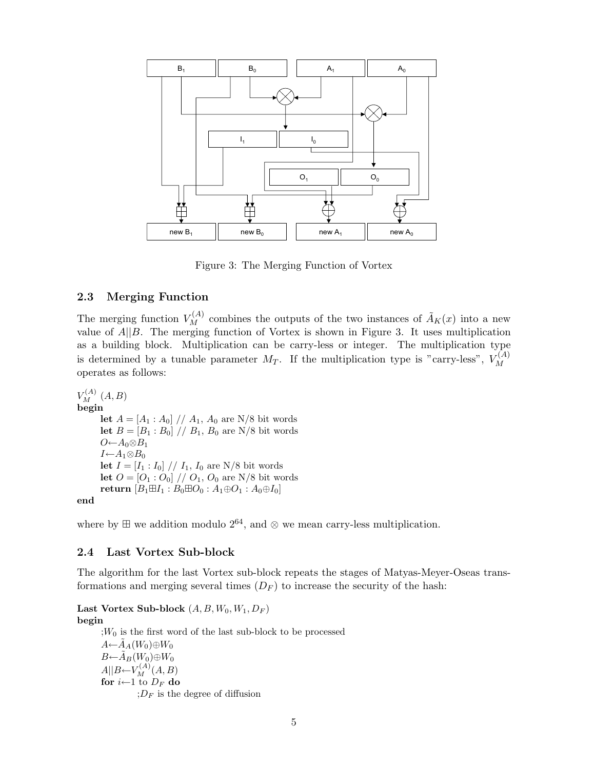Figure 3: The Merging Function of Vortex

### 2.3 Merging Function

The merging function $V_M^{(A)}$ combines the outputs of the two instances of $\tilde{A}_K(x)$ into a new value of $A||B$. The merging function of Vortex is shown in Figure 3. It uses multiplication as a building block. Multiplication can be carry-less or integer. The multiplication type is determined by a tunable parameter $M_T$. If the multiplication type is "carry-less", $V_M^{(A)}$ operates as follows:

$V_M^{(A)}$ $(A, B)$
**begin**
  **let** $A = [A_1 : A_0]$ // $A_1$, $A_0$ are N/8 bit words
  **let** $B = [B_1 : B_0]$ // $B_1$, $B_0$ are N/8 bit words
  $O \leftarrow A_0 \otimes B_1$
  $I \leftarrow A_1 \otimes B_0$
  **let** $I = [I_1 : I_0]$ // $I_1$, $I_0$ are N/8 bit words
  **let** $O = [O_1 : O_0]$ // $O_1$, $O_0$ are N/8 bit words
  **return** $[B_1 \boxplus I_1 : B_0 \boxplus O_0 : A_1 \oplus O_1 : A_0 \oplus I_0]$
**end**

where by $\boxplus$ we addition modulo $2^{64}$, and $\otimes$ we mean carry-less multiplication.

### 2.4 Last Vortex Sub-block

The algorithm for the last Vortex sub-block repeats the stages of Matyas-Meyer-Oseas transformations and merging several times ($D_F$) to increase the security of the hash:

**Last Vortex Sub-block** $(A, B, W_0, W_1, D_F)$
**begin**
  ;$W_0$ is the first word of the last sub-block to be processed
  $A \leftarrow \tilde{A}_A(W_0) \oplus W_0$
  $B \leftarrow \tilde{A}_B(W_0) \oplus W_0$
  $A||B \leftarrow V_M^{(A)}(A, B)$
  **for** $i \leftarrow 1$ to $D_F$ **do**
    ;$D_F$ is the degree of diffusion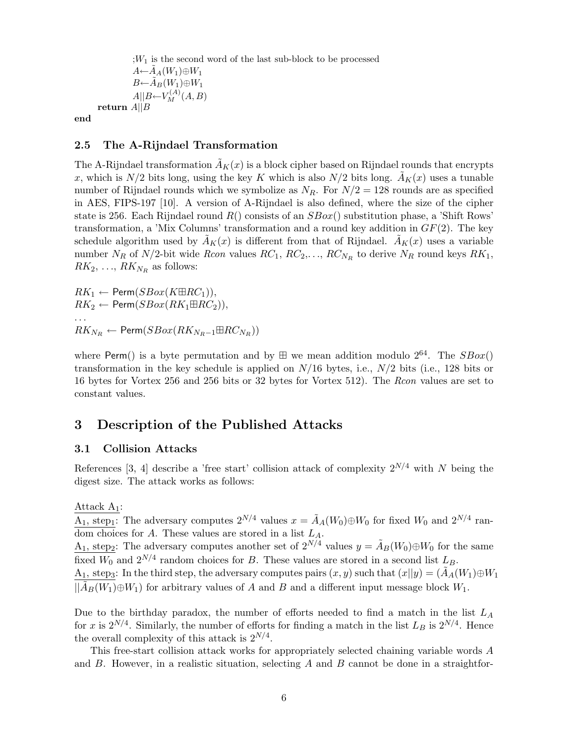```
            ;W_1 is the second word of the last sub-block to be processed
            A←Ã_A(W_1)⊕W_1
            B←Ã_B(W_1)⊕W_1
            A||B←V_M^(A)(A, B)
      return A||B
end
```

### 2.5 The A-Rijndael Transformation

The A-Rijndael transformation $\tilde{A}_K(x)$ is a block cipher based on Rijndael rounds that encrypts $x$, which is $N/2$ bits long, using the key $K$ which is also $N/2$ bits long. $\tilde{A}_K(x)$ uses a tunable number of Rijndael rounds which we symbolize as $N_R$. For $N/2 = 128$ rounds are as specified in AES, FIPS-197 [10]. A version of A-Rijndael is also defined, where the size of the cipher state is 256. Each Rijndael round $R()$ consists of an $SBox()$ substitution phase, a 'Shift Rows' transformation, a 'Mix Columns' transformation and a round key addition in $GF(2)$. The key schedule algorithm used by $\tilde{A}_K(x)$ is different from that of Rijndael. $\tilde{A}_K(x)$ uses a variable number $N_R$ of $N/2$-bit wide *Rcon* values $RC_1$, $RC_2$,..., $RC_{N_R}$ to derive $N_R$ round keys $RK_1$, $RK_2$, ..., $RK_{N_R}$ as follows:

$RK_1 \leftarrow \mathsf{Perm}(SBox(K \boxplus RC_1))$,
$RK_2 \leftarrow \mathsf{Perm}(SBox(RK_1 \boxplus RC_2))$,
...
$RK_{N_R} \leftarrow \mathsf{Perm}(SBox(RK_{N_R-1} \boxplus RC_{N_R}))$

where $\mathsf{Perm}()$ is a byte permutation and by $\boxplus$ we mean addition modulo $2^{64}$. The $SBox()$ transformation in the key schedule is applied on $N/16$ bytes, i.e., $N/2$ bits (i.e., 128 bits or 16 bytes for Vortex 256 and 256 bits or 32 bytes for Vortex 512). The *Rcon* values are set to constant values.

## 3 Description of the Published Attacks

### 3.1 Collision Attacks

References [3, 4] describe a 'free start' collision attack of complexity $2^{N/4}$ with $N$ being the digest size. The attack works as follows:

Attack $A_1$:
$A_1$, step$_1$: The adversary computes $2^{N/4}$ values $x = \tilde{A}_A(W_0) \oplus W_0$ for fixed $W_0$ and $2^{N/4}$ random choices for $A$. These values are stored in a list $L_A$.
$A_1$, step$_2$: The adversary computes another set of $2^{N/4}$ values $y = \tilde{A}_B(W_0) \oplus W_0$ for the same fixed $W_0$ and $2^{N/4}$ random choices for $B$. These values are stored in a second list $L_B$.
$A_1$, step$_3$: In the third step, the adversary computes pairs $(x, y)$ such that $(x||y) = (\tilde{A}_A(W_1) \oplus W_1 || \tilde{A}_B(W_1) \oplus W_1)$ for arbitrary values of $A$ and $B$ and a different input message block $W_1$.

Due to the birthday paradox, the number of efforts needed to find a match in the list $L_A$ for $x$ is $2^{N/4}$. Similarly, the number of efforts for finding a match in the list $L_B$ is $2^{N/4}$. Hence the overall complexity of this attack is $2^{N/4}$.

This free-start collision attack works for appropriately selected chaining variable words $A$ and $B$. However, in a realistic situation, selecting $A$ and $B$ cannot be done in a straightfor-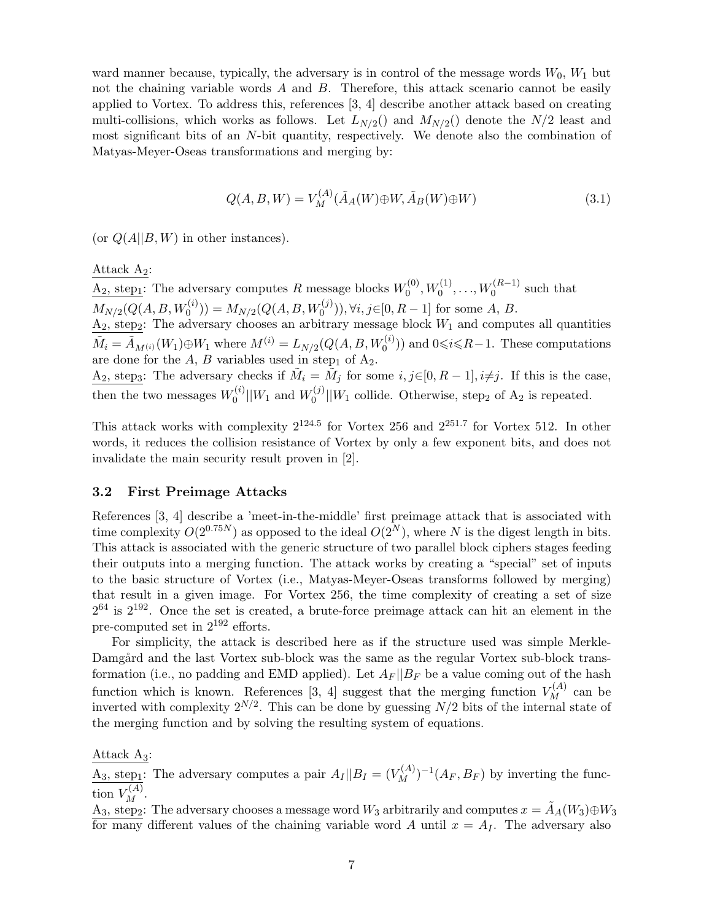ward manner because, typically, the adversary is in control of the message words $W_0$, $W_1$ but not the chaining variable words $A$ and $B$. Therefore, this attack scenario cannot be easily applied to Vortex. To address this, references [3, 4] describe another attack based on creating multi-collisions, which works as follows. Let $L_{N/2}()$ and $M_{N/2}()$ denote the $N/2$ least and most significant bits of an $N$-bit quantity, respectively. We denote also the combination of Matyas-Meyer-Oseas transformations and merging by:

$$Q(A, B, W) = V_M^{(A)}(\tilde{A}_A(W) \oplus W, \tilde{A}_B(W) \oplus W) \tag{3.1}$$

(or $Q(A||B, W)$ in other instances).

Attack $A_2$:
$A_2$, step$_1$: The adversary computes $R$ message blocks $W_0^{(0)}, W_0^{(1)}, \ldots, W_0^{(R-1)}$ such that $M_{N/2}(Q(A, B, W_0^{(i)})) = M_{N/2}(Q(A, B, W_0^{(j)})), \forall i, j \in [0, R-1]$ for some $A$, $B$.
$A_2$, step$_2$: The adversary chooses an arbitrary message block $W_1$ and computes all quantities $\tilde{M}_i = \tilde{A}_{M^{(i)}}(W_1) \oplus W_1$ where $M^{(i)} = L_{N/2}(Q(A, B, W_0^{(i)}))$ and $0 \leqslant i \leqslant R-1$. These computations are done for the $A$, $B$ variables used in step$_1$ of $A_2$.
$A_2$, step$_3$: The adversary checks if $\tilde{M}_i = \tilde{M}_j$ for some $i, j \in [0, R-1], i \neq j$. If this is the case, then the two messages $W_0^{(i)}||W_1$ and $W_0^{(j)}||W_1$ collide. Otherwise, step$_2$ of $A_2$ is repeated.

This attack works with complexity $2^{124.5}$ for Vortex 256 and $2^{251.7}$ for Vortex 512. In other words, it reduces the collision resistance of Vortex by only a few exponent bits, and does not invalidate the main security result proven in [2].

### 3.2 First Preimage Attacks

References [3, 4] describe a 'meet-in-the-middle' first preimage attack that is associated with time complexity $O(2^{0.75N})$ as opposed to the ideal $O(2^N)$, where $N$ is the digest length in bits. This attack is associated with the generic structure of two parallel block ciphers stages feeding their outputs into a merging function. The attack works by creating a "special" set of inputs to the basic structure of Vortex (i.e., Matyas-Meyer-Oseas transforms followed by merging) that result in a given image. For Vortex 256, the time complexity of creating a set of size $2^{64}$ is $2^{192}$. Once the set is created, a brute-force preimage attack can hit an element in the pre-computed set in $2^{192}$ efforts.

For simplicity, the attack is described here as if the structure used was simple Merkle-Damgård and the last Vortex sub-block was the same as the regular Vortex sub-block transformation (i.e., no padding and EMD applied). Let $A_F||B_F$ be a value coming out of the hash function which is known. References [3, 4] suggest that the merging function $V_M^{(A)}$ can be inverted with complexity $2^{N/2}$. This can be done by guessing $N/2$ bits of the internal state of the merging function and by solving the resulting system of equations.

Attack $A_3$:
$A_3$, step$_1$: The adversary computes a pair $A_I||B_I = (V_M^{(A)})^{-1}(A_F, B_F)$ by inverting the function $V_M^{(A)}$.
$A_3$, step$_2$: The adversary chooses a message word $W_3$ arbitrarily and computes $x = \tilde{A}_A(W_3) \oplus W_3$ for many different values of the chaining variable word $A$ until $x = A_I$. The adversary also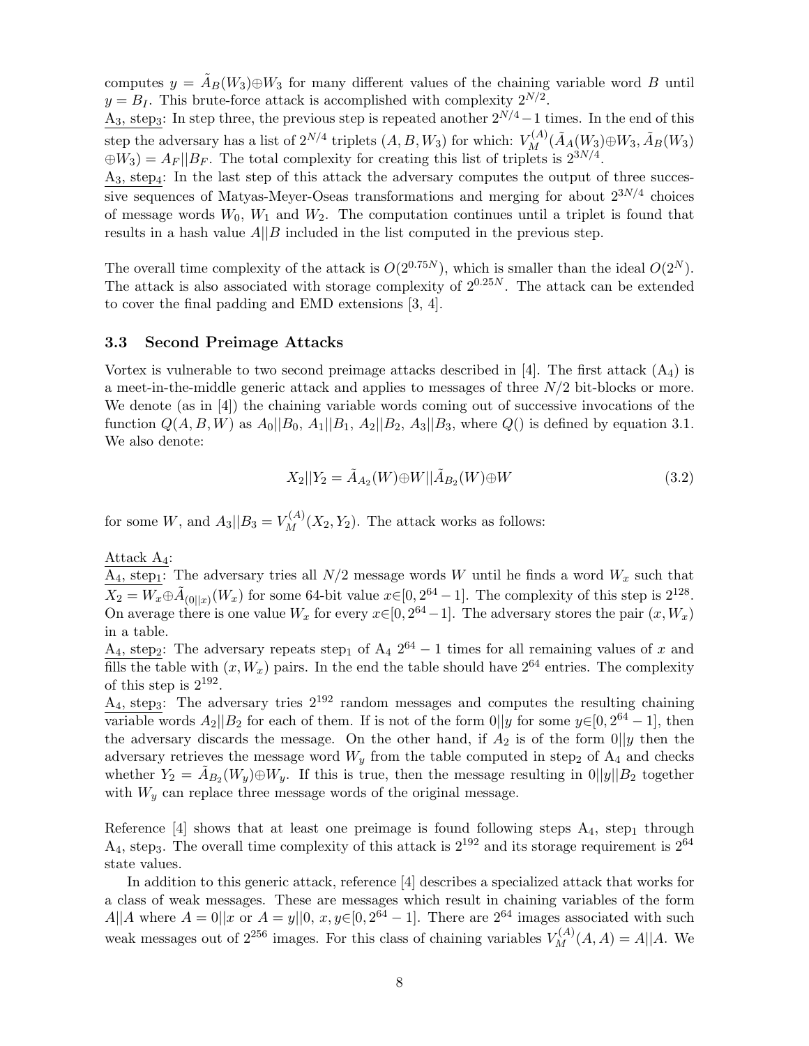computes $y = \tilde{A}_B(W_3) \oplus W_3$ for many different values of the chaining variable word $B$ until $y = B_I$. This brute-force attack is accomplished with complexity $2^{N/2}$.

A$_3$, step$_3$: In step three, the previous step is repeated another $2^{N/4} - 1$ times. In the end of this step the adversary has a list of $2^{N/4}$ triplets $(A, B, W_3)$ for which: $V_M^{(A)}(\tilde{A}_A(W_3) \oplus W_3, \tilde{A}_B(W_3) \oplus W_3) = A_F || B_F$. The total complexity for creating this list of triplets is $2^{3N/4}$.

A$_3$, step$_4$: In the last step of this attack the adversary computes the output of three successive sequences of Matyas-Meyer-Oseas transformations and merging for about $2^{3N/4}$ choices of message words $W_0$, $W_1$ and $W_2$. The computation continues until a triplet is found that results in a hash value $A||B$ included in the list computed in the previous step.

The overall time complexity of the attack is $O(2^{0.75N})$, which is smaller than the ideal $O(2^N)$. The attack is also associated with storage complexity of $2^{0.25N}$. The attack can be extended to cover the final padding and EMD extensions [3, 4].

### 3.3 Second Preimage Attacks

Vortex is vulnerable to two second preimage attacks described in [4]. The first attack (A$_4$) is a meet-in-the-middle generic attack and applies to messages of three $N/2$ bit-blocks or more. We denote (as in [4]) the chaining variable words coming out of successive invocations of the function $Q(A, B, W)$ as $A_0||B_0$, $A_1||B_1$, $A_2||B_2$, $A_3||B_3$, where $Q()$ is defined by equation 3.1. We also denote:

$$X_2 || Y_2 = \tilde{A}_{A_2}(W) \oplus W || \tilde{A}_{B_2}(W) \oplus W \tag{3.2}$$

for some $W$, and $A_3||B_3 = V_M^{(A)}(X_2, Y_2)$. The attack works as follows:

Attack A$_4$:

A$_4$, step$_1$: The adversary tries all $N/2$ message words $W$ until he finds a word $W_x$ such that $X_2 = W_x \oplus \tilde{A}_{(0||x)}(W_x)$ for some 64-bit value $x \in [0, 2^{64} - 1]$. The complexity of this step is $2^{128}$. On average there is one value $W_x$ for every $x \in [0, 2^{64} - 1]$. The adversary stores the pair $(x, W_x)$ in a table.

A$_4$, step$_2$: The adversary repeats step$_1$ of A$_4$ $2^{64} - 1$ times for all remaining values of $x$ and fills the table with $(x, W_x)$ pairs. In the end the table should have $2^{64}$ entries. The complexity of this step is $2^{192}$.

A$_4$, step$_3$: The adversary tries $2^{192}$ random messages and computes the resulting chaining variable words $A_2||B_2$ for each of them. If is not of the form $0||y$ for some $y \in [0, 2^{64} - 1]$, then the adversary discards the message. On the other hand, if $A_2$ is of the form $0||y$ then the adversary retrieves the message word $W_y$ from the table computed in step$_2$ of A$_4$ and checks whether $Y_2 = \tilde{A}_{B_2}(W_y) \oplus W_y$. If this is true, then the message resulting in $0||y||B_2$ together with $W_y$ can replace three message words of the original message.

Reference [4] shows that at least one preimage is found following steps A$_4$, step$_1$ through A$_4$, step$_3$. The overall time complexity of this attack is $2^{192}$ and its storage requirement is $2^{64}$ state values.

In addition to this generic attack, reference [4] describes a specialized attack that works for a class of weak messages. These are messages which result in chaining variables of the form $A||A$ where $A = 0||x$ or $A = y||0$, $x, y \in [0, 2^{64} - 1]$. There are $2^{64}$ images associated with such weak messages out of $2^{256}$ images. For this class of chaining variables $V_M^{(A)}(A, A) = A||A$. We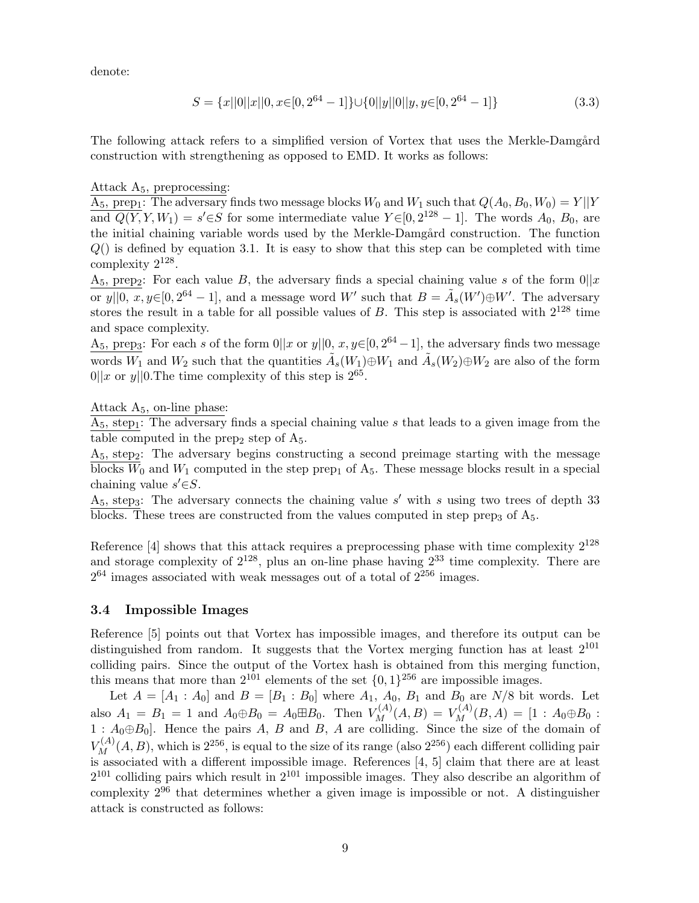denote:

$$S = \{x||0||x||0, x \in [0, 2^{64} - 1]\} \cup \{0||y||0||y, y \in [0, 2^{64} - 1]\} \tag{3.3}$$

The following attack refers to a simplified version of Vortex that uses the Merkle-Damgård construction with strengthening as opposed to EMD. It works as follows:

<u>Attack $A_5$, preprocessing:</u>
<u>$A_5$, prep$_1$:</u> The adversary finds two message blocks $W_0$ and $W_1$ such that $Q(A_0, B_0, W_0) = Y||Y$ and $Q(Y, Y, W_1) = s' \in S$ for some intermediate value $Y \in [0, 2^{128} - 1]$. The words $A_0$, $B_0$, are the initial chaining variable words used by the Merkle-Damgård construction. The function $Q()$ is defined by equation 3.1. It is easy to show that this step can be completed with time complexity $2^{128}$.
<u>$A_5$, prep$_2$:</u> For each value $B$, the adversary finds a special chaining value $s$ of the form $0||x$ or $y||0$, $x, y \in [0, 2^{64} - 1]$, and a message word $W'$ such that $B = \tilde{A}_s(W') \oplus W'$. The adversary stores the result in a table for all possible values of $B$. This step is associated with $2^{128}$ time and space complexity.
<u>$A_5$, prep$_3$:</u> For each $s$ of the form $0||x$ or $y||0$, $x, y \in [0, 2^{64} - 1]$, the adversary finds two message words $W_1$ and $W_2$ such that the quantities $\tilde{A}_s(W_1) \oplus W_1$ and $\tilde{A}_s(W_2) \oplus W_2$ are also of the form $0||x$ or $y||0$.The time complexity of this step is $2^{65}$.

<u>Attack $A_5$, on-line phase:</u>
<u>$A_5$, step$_1$:</u> The adversary finds a special chaining value $s$ that leads to a given image from the table computed in the prep$_2$ step of $A_5$.
<u>$A_5$, step$_2$:</u> The adversary begins constructing a second preimage starting with the message blocks $W_0$ and $W_1$ computed in the step prep$_1$ of $A_5$. These message blocks result in a special chaining value $s' \in S$.
<u>$A_5$, step$_3$:</u> The adversary connects the chaining value $s'$ with $s$ using two trees of depth 33 blocks. These trees are constructed from the values computed in step prep$_3$ of $A_5$.

Reference [4] shows that this attack requires a preprocessing phase with time complexity $2^{128}$ and storage complexity of $2^{128}$, plus an on-line phase having $2^{33}$ time complexity. There are $2^{64}$ images associated with weak messages out of a total of $2^{256}$ images.

### 3.4 Impossible Images

Reference [5] points out that Vortex has impossible images, and therefore its output can be distinguished from random. It suggests that the Vortex merging function has at least $2^{101}$ colliding pairs. Since the output of the Vortex hash is obtained from this merging function, this means that more than $2^{101}$ elements of the set $\{0, 1\}^{256}$ are impossible images.

Let $A = [A_1 : A_0]$ and $B = [B_1 : B_0]$ where $A_1$, $A_0$, $B_1$ and $B_0$ are $N/8$ bit words. Let also $A_1 = B_1 = 1$ and $A_0 \oplus B_0 = A_0 \boxplus B_0$. Then $V_M^{(A)}(A, B) = V_M^{(A)}(B, A) = [1 : A_0 \oplus B_0 : 1 : A_0 \oplus B_0]$. Hence the pairs $A$, $B$ and $B$, $A$ are colliding. Since the size of the domain of $V_M^{(A)}(A, B)$, which is $2^{256}$, is equal to the size of its range (also $2^{256}$) each different colliding pair is associated with a different impossible image. References [4, 5] claim that there are at least $2^{101}$ colliding pairs which result in $2^{101}$ impossible images. They also describe an algorithm of complexity $2^{96}$ that determines whether a given image is impossible or not. A distinguisher attack is constructed as follows: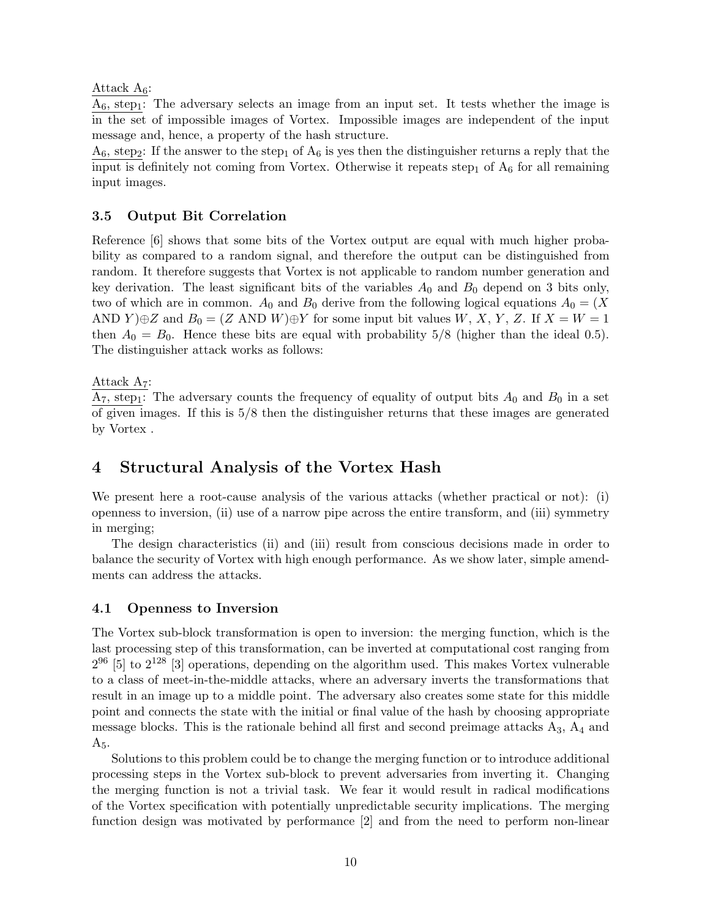Attack $A_6$:

$A_6$, step$_1$: The adversary selects an image from an input set. It tests whether the image is in the set of impossible images of Vortex. Impossible images are independent of the input message and, hence, a property of the hash structure.

$A_6$, step$_2$: If the answer to the step$_1$ of $A_6$ is yes then the distinguisher returns a reply that the input is definitely not coming from Vortex. Otherwise it repeats step$_1$ of $A_6$ for all remaining input images.

### 3.5 Output Bit Correlation

Reference [6] shows that some bits of the Vortex output are equal with much higher probability as compared to a random signal, and therefore the output can be distinguished from random. It therefore suggests that Vortex is not applicable to random number generation and key derivation. The least significant bits of the variables $A_0$ and $B_0$ depend on 3 bits only, two of which are in common. $A_0$ and $B_0$ derive from the following logical equations $A_0 = (X \text{ AND } Y) \oplus Z$ and $B_0 = (Z \text{ AND } W) \oplus Y$ for some input bit values $W$, $X$, $Y$, $Z$. If $X = W = 1$ then $A_0 = B_0$. Hence these bits are equal with probability 5/8 (higher than the ideal 0.5). The distinguisher attack works as follows:

Attack $A_7$:

$A_7$, step$_1$: The adversary counts the frequency of equality of output bits $A_0$ and $B_0$ in a set of given images. If this is 5/8 then the distinguisher returns that these images are generated by Vortex .

## 4 Structural Analysis of the Vortex Hash

We present here a root-cause analysis of the various attacks (whether practical or not): (i) openness to inversion, (ii) use of a narrow pipe across the entire transform, and (iii) symmetry in merging;

The design characteristics (ii) and (iii) result from conscious decisions made in order to balance the security of Vortex with high enough performance. As we show later, simple amendments can address the attacks.

### 4.1 Openness to Inversion

The Vortex sub-block transformation is open to inversion: the merging function, which is the last processing step of this transformation, can be inverted at computational cost ranging from $2^{96}$ [5] to $2^{128}$ [3] operations, depending on the algorithm used. This makes Vortex vulnerable to a class of meet-in-the-middle attacks, where an adversary inverts the transformations that result in an image up to a middle point. The adversary also creates some state for this middle point and connects the state with the initial or final value of the hash by choosing appropriate message blocks. This is the rationale behind all first and second preimage attacks $A_3$, $A_4$ and $A_5$.

Solutions to this problem could be to change the merging function or to introduce additional processing steps in the Vortex sub-block to prevent adversaries from inverting it. Changing the merging function is not a trivial task. We fear it would result in radical modifications of the Vortex specification with potentially unpredictable security implications. The merging function design was motivated by performance [2] and from the need to perform non-linear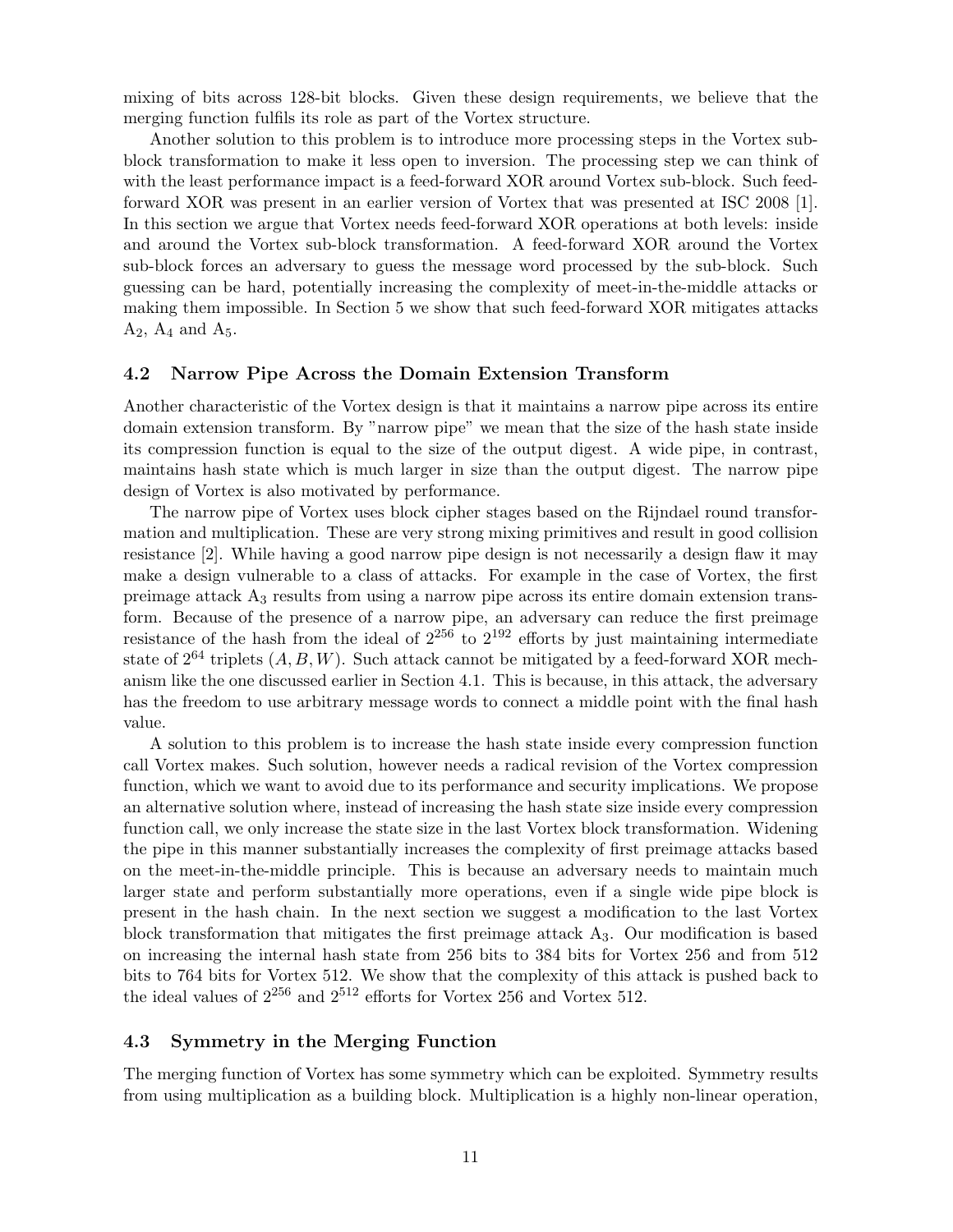mixing of bits across 128-bit blocks. Given these design requirements, we believe that the merging function fulfils its role as part of the Vortex structure.

Another solution to this problem is to introduce more processing steps in the Vortex sub-block transformation to make it less open to inversion. The processing step we can think of with the least performance impact is a feed-forward XOR around Vortex sub-block. Such feed-forward XOR was present in an earlier version of Vortex that was presented at ISC 2008 [1]. In this section we argue that Vortex needs feed-forward XOR operations at both levels: inside and around the Vortex sub-block transformation. A feed-forward XOR around the Vortex sub-block forces an adversary to guess the message word processed by the sub-block. Such guessing can be hard, potentially increasing the complexity of meet-in-the-middle attacks or making them impossible. In Section 5 we show that such feed-forward XOR mitigates attacks $A_2$, $A_4$ and $A_5$.

### 4.2 Narrow Pipe Across the Domain Extension Transform

Another characteristic of the Vortex design is that it maintains a narrow pipe across its entire domain extension transform. By "narrow pipe" we mean that the size of the hash state inside its compression function is equal to the size of the output digest. A wide pipe, in contrast, maintains hash state which is much larger in size than the output digest. The narrow pipe design of Vortex is also motivated by performance.

The narrow pipe of Vortex uses block cipher stages based on the Rijndael round transformation and multiplication. These are very strong mixing primitives and result in good collision resistance [2]. While having a good narrow pipe design is not necessarily a design flaw it may make a design vulnerable to a class of attacks. For example in the case of Vortex, the first preimage attack $A_3$ results from using a narrow pipe across its entire domain extension transform. Because of the presence of a narrow pipe, an adversary can reduce the first preimage resistance of the hash from the ideal of $2^{256}$ to $2^{192}$ efforts by just maintaining intermediate state of $2^{64}$ triplets $(A, B, W)$. Such attack cannot be mitigated by a feed-forward XOR mechanism like the one discussed earlier in Section 4.1. This is because, in this attack, the adversary has the freedom to use arbitrary message words to connect a middle point with the final hash value.

A solution to this problem is to increase the hash state inside every compression function call Vortex makes. Such solution, however needs a radical revision of the Vortex compression function, which we want to avoid due to its performance and security implications. We propose an alternative solution where, instead of increasing the hash state size inside every compression function call, we only increase the state size in the last Vortex block transformation. Widening the pipe in this manner substantially increases the complexity of first preimage attacks based on the meet-in-the-middle principle. This is because an adversary needs to maintain much larger state and perform substantially more operations, even if a single wide pipe block is present in the hash chain. In the next section we suggest a modification to the last Vortex block transformation that mitigates the first preimage attack $A_3$. Our modification is based on increasing the internal hash state from 256 bits to 384 bits for Vortex 256 and from 512 bits to 764 bits for Vortex 512. We show that the complexity of this attack is pushed back to the ideal values of $2^{256}$ and $2^{512}$ efforts for Vortex 256 and Vortex 512.

### 4.3 Symmetry in the Merging Function

The merging function of Vortex has some symmetry which can be exploited. Symmetry results from using multiplication as a building block. Multiplication is a highly non-linear operation,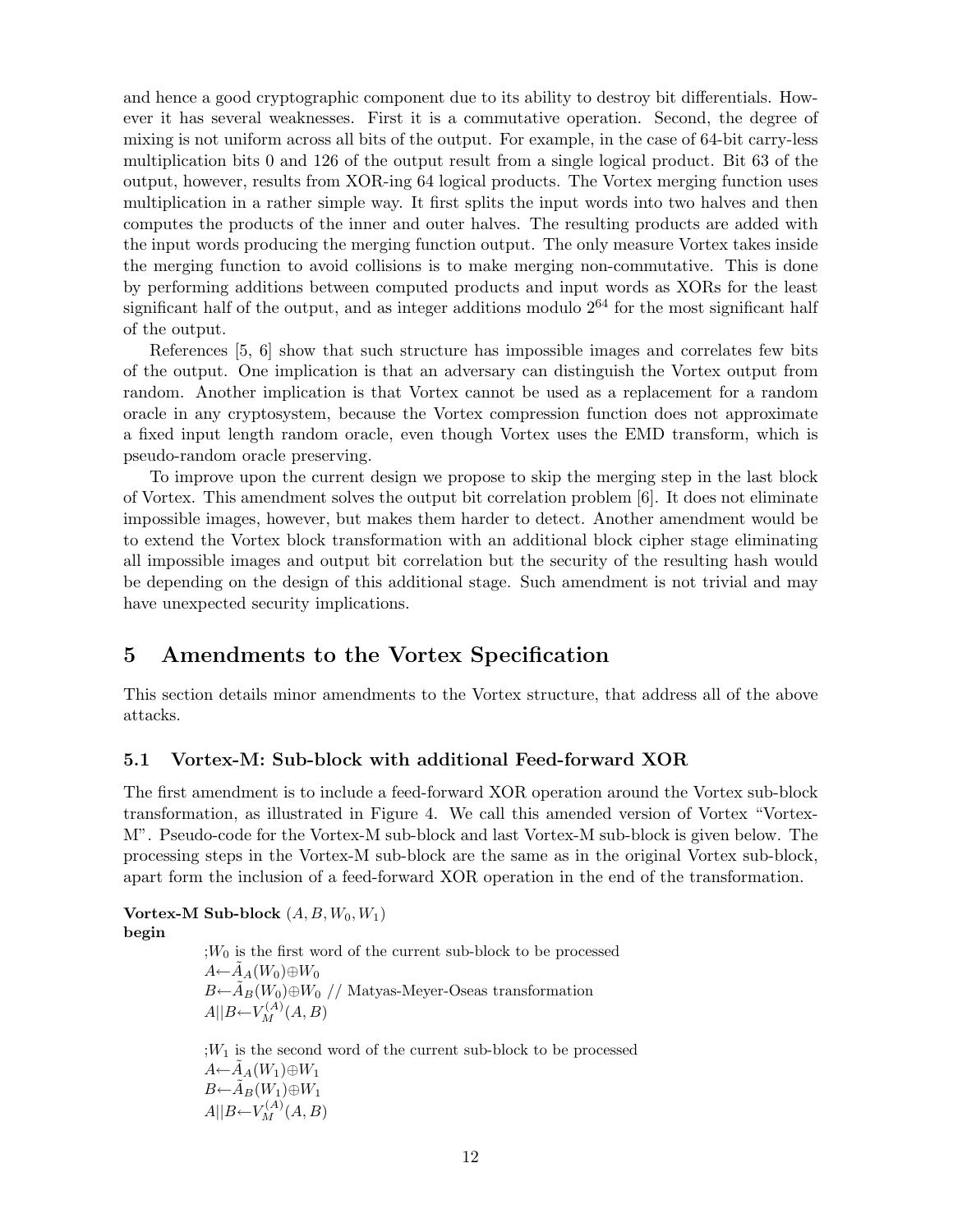and hence a good cryptographic component due to its ability to destroy bit differentials. However it has several weaknesses. First it is a commutative operation. Second, the degree of mixing is not uniform across all bits of the output. For example, in the case of 64-bit carry-less multiplication bits 0 and 126 of the output result from a single logical product. Bit 63 of the output, however, results from XOR-ing 64 logical products. The Vortex merging function uses multiplication in a rather simple way. It first splits the input words into two halves and then computes the products of the inner and outer halves. The resulting products are added with the input words producing the merging function output. The only measure Vortex takes inside the merging function to avoid collisions is to make merging non-commutative. This is done by performing additions between computed products and input words as XORs for the least significant half of the output, and as integer additions modulo $2^{64}$ for the most significant half of the output.

References [5, 6] show that such structure has impossible images and correlates few bits of the output. One implication is that an adversary can distinguish the Vortex output from random. Another implication is that Vortex cannot be used as a replacement for a random oracle in any cryptosystem, because the Vortex compression function does not approximate a fixed input length random oracle, even though Vortex uses the EMD transform, which is pseudo-random oracle preserving.

To improve upon the current design we propose to skip the merging step in the last block of Vortex. This amendment solves the output bit correlation problem [6]. It does not eliminate impossible images, however, but makes them harder to detect. Another amendment would be to extend the Vortex block transformation with an additional block cipher stage eliminating all impossible images and output bit correlation but the security of the resulting hash would be depending on the design of this additional stage. Such amendment is not trivial and may have unexpected security implications.

## 5 Amendments to the Vortex Specification

This section details minor amendments to the Vortex structure, that address all of the above attacks.

### 5.1 Vortex-M: Sub-block with additional Feed-forward XOR

The first amendment is to include a feed-forward XOR operation around the Vortex sub-block transformation, as illustrated in Figure 4. We call this amended version of Vortex "Vortex-M". Pseudo-code for the Vortex-M sub-block and last Vortex-M sub-block is given below. The processing steps in the Vortex-M sub-block are the same as in the original Vortex sub-block, apart form the inclusion of a feed-forward XOR operation in the end of the transformation.

**Vortex-M Sub-block** $(A, B, W_0, W_1)$
**begin**

;$W_0$ is the first word of the current sub-block to be processed
$A \leftarrow \tilde{A}_A(W_0) \oplus W_0$
$B \leftarrow \tilde{A}_B(W_0) \oplus W_0$ // Matyas-Meyer-Oseas transformation
$A||B \leftarrow V_M^{(A)}(A, B)$

;$W_1$ is the second word of the current sub-block to be processed
$A \leftarrow \tilde{A}_A(W_1) \oplus W_1$
$B \leftarrow \tilde{A}_B(W_1) \oplus W_1$
$A||B \leftarrow V_M^{(A)}(A, B)$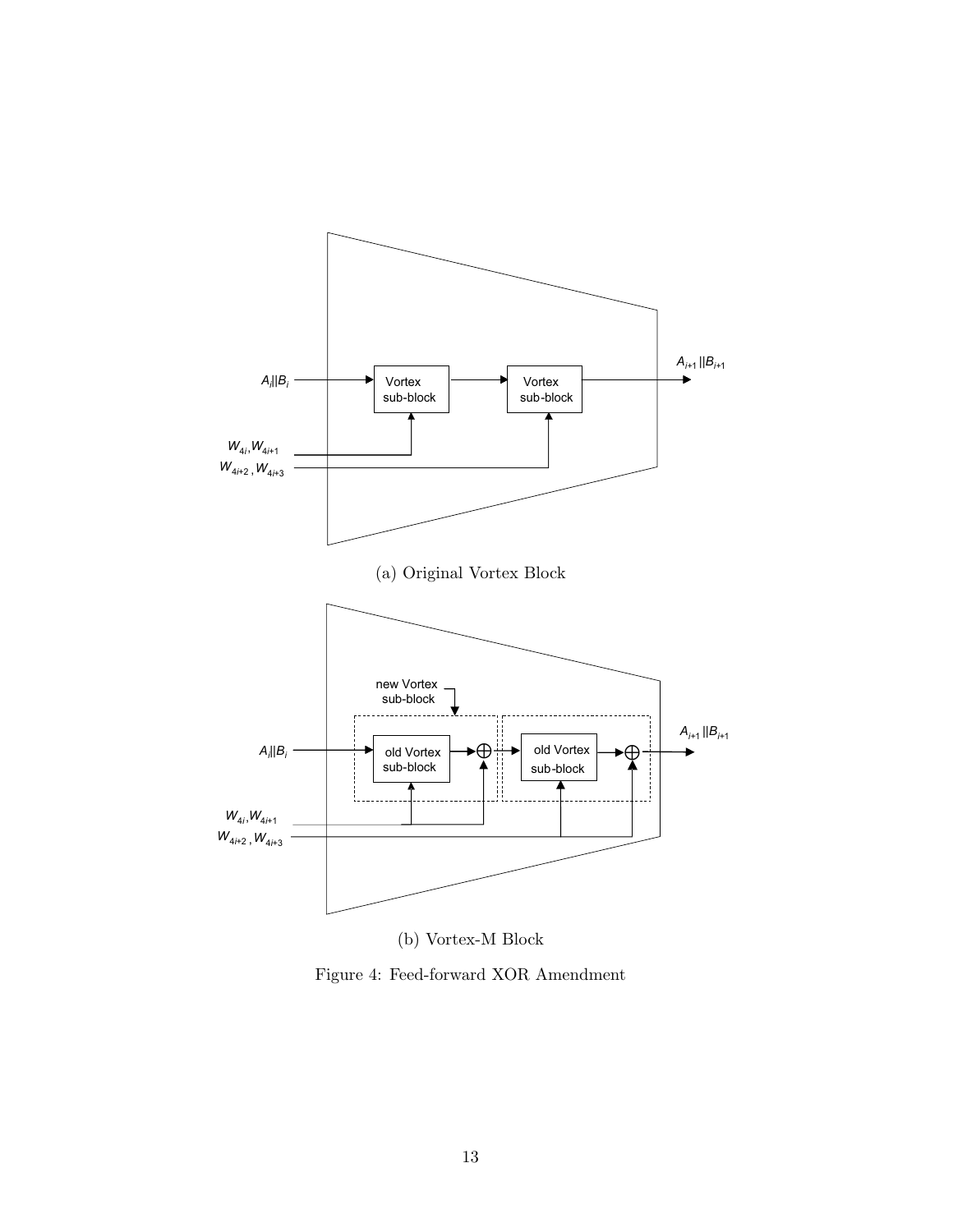(a) Original Vortex Block

(b) Vortex-M Block

Figure 4: Feed-forward XOR Amendment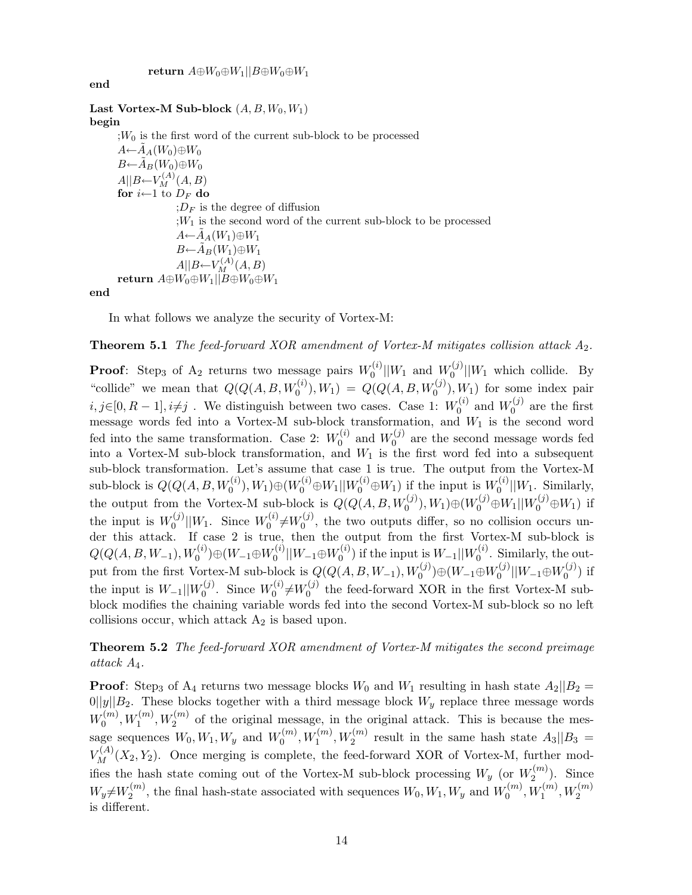```
            return A⊕W0⊕W1||B⊕W0⊕W1
end

Last Vortex-M Sub-block (A, B, W0, W1)
begin
      ;W0 is the first word of the current sub-block to be processed
      A←Ã_A(W0)⊕W0
      B←Ã_B(W0)⊕W0
      A||B←V_M^(A)(A, B)
      for i←1 to D_F do
            ;D_F is the degree of diffusion
            ;W1 is the second word of the current sub-block to be processed
            A←Ã_A(W1)⊕W1
            B←Ã_B(W1)⊕W1
            A||B←V_M^(A)(A, B)
      return A⊕W0⊕W1||B⊕W0⊕W1
end
```

In what follows we analyze the security of Vortex-M:

**Theorem 5.1** *The feed-forward XOR amendment of Vortex-M mitigates collision attack $A_2$.*

**Proof**: Step$_3$ of A$_2$ returns two message pairs $W_0^{(i)}||W_1$ and $W_0^{(j)}||W_1$ which collide. By "collide" we mean that $Q(Q(A, B, W_0^{(i)}), W_1) = Q(Q(A, B, W_0^{(j)}), W_1)$ for some index pair $i, j \in [0, R-1], i \neq j$ . We distinguish between two cases. Case 1: $W_0^{(i)}$ and $W_0^{(j)}$ are the first message words fed into a Vortex-M sub-block transformation, and $W_1$ is the second word fed into the same transformation. Case 2: $W_0^{(i)}$ and $W_0^{(j)}$ are the second message words fed into a Vortex-M sub-block transformation, and $W_1$ is the first word fed into a subsequent sub-block transformation. Let's assume that case 1 is true. The output from the Vortex-M sub-block is $Q(Q(A, B, W_0^{(i)}), W_1) \oplus (W_0^{(i)} \oplus W_1 || W_0^{(i)} \oplus W_1)$ if the input is $W_0^{(i)}||W_1$. Similarly, the output from the Vortex-M sub-block is $Q(Q(A, B, W_0^{(j)}), W_1) \oplus (W_0^{(j)} \oplus W_1 || W_0^{(j)} \oplus W_1)$ if the input is $W_0^{(j)}||W_1$. Since $W_0^{(i)} \neq W_0^{(j)}$, the two outputs differ, so no collision occurs under this attack. If case 2 is true, then the output from the first Vortex-M sub-block is $Q(Q(A, B, W_{-1}), W_0^{(i)}) \oplus (W_{-1} \oplus W_0^{(i)} || W_{-1} \oplus W_0^{(i)})$ if the input is $W_{-1}||W_0^{(i)}$. Similarly, the output from the first Vortex-M sub-block is $Q(Q(A, B, W_{-1}), W_0^{(j)}) \oplus (W_{-1} \oplus W_0^{(j)} || W_{-1} \oplus W_0^{(j)})$ if the input is $W_{-1}||W_0^{(j)}$. Since $W_0^{(i)} \neq W_0^{(j)}$ the feed-forward XOR in the first Vortex-M sub-block modifies the chaining variable words fed into the second Vortex-M sub-block so no left collisions occur, which attack A$_2$ is based upon.

**Theorem 5.2** *The feed-forward XOR amendment of Vortex-M mitigates the second preimage attack $A_4$.*

**Proof**: Step$_3$ of A$_4$ returns two message blocks $W_0$ and $W_1$ resulting in hash state $A_2||B_2 = 0||y||B_2$. These blocks together with a third message block $W_y$ replace three message words $W_0^{(m)}, W_1^{(m)}, W_2^{(m)}$ of the original message, in the original attack. This is because the message sequences $W_0, W_1, W_y$ and $W_0^{(m)}, W_1^{(m)}, W_2^{(m)}$ result in the same hash state $A_3||B_3 = V_M^{(A)}(X_2, Y_2)$. Once merging is complete, the feed-forward XOR of Vortex-M, further modifies the hash state coming out of the Vortex-M sub-block processing $W_y$ (or $W_2^{(m)}$). Since $W_y \neq W_2^{(m)}$, the final hash-state associated with sequences $W_0, W_1, W_y$ and $W_0^{(m)}, W_1^{(m)}, W_2^{(m)}$ is different.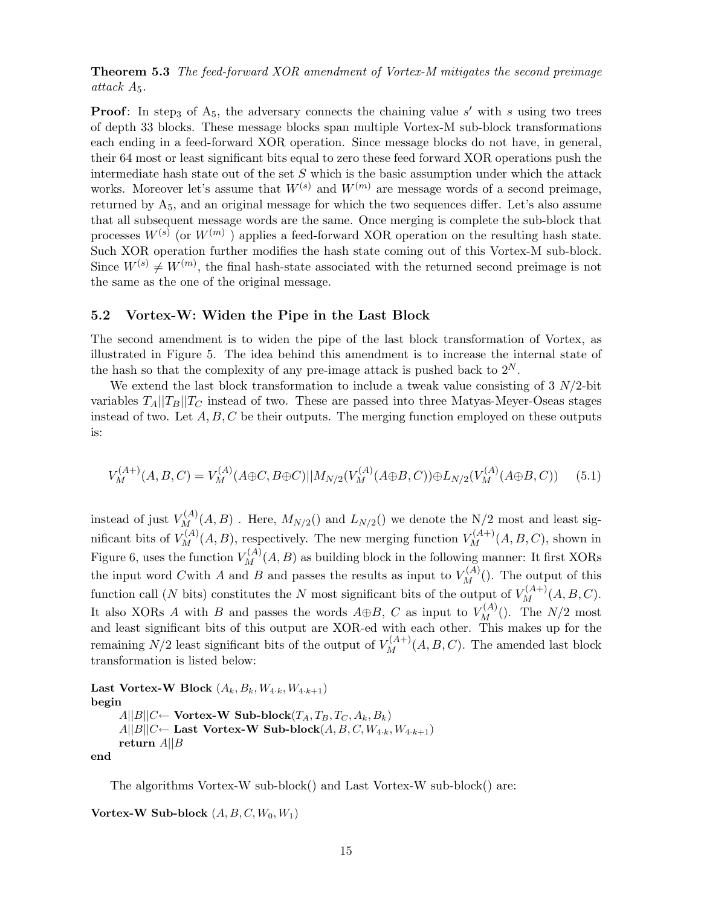**Theorem 5.3** *The feed-forward XOR amendment of Vortex-M mitigates the second preimage attack $A_5$.*

**Proof**: In step$_3$ of $A_5$, the adversary connects the chaining value $s'$ with $s$ using two trees of depth 33 blocks. These message blocks span multiple Vortex-M sub-block transformations each ending in a feed-forward XOR operation. Since message blocks do not have, in general, their 64 most or least significant bits equal to zero these feed forward XOR operations push the intermediate hash state out of the set $S$ which is the basic assumption under which the attack works. Moreover let's assume that $W^{(s)}$ and $W^{(m)}$ are message words of a second preimage, returned by $A_5$, and an original message for which the two sequences differ. Let's also assume that all subsequent message words are the same. Once merging is complete the sub-block that processes $W^{(s)}$ (or $W^{(m)}$ ) applies a feed-forward XOR operation on the resulting hash state. Such XOR operation further modifies the hash state coming out of this Vortex-M sub-block. Since $W^{(s)} \neq W^{(m)}$, the final hash-state associated with the returned second preimage is not the same as the one of the original message.

## 5.2 Vortex-W: Widen the Pipe in the Last Block

The second amendment is to widen the pipe of the last block transformation of Vortex, as illustrated in Figure 5. The idea behind this amendment is to increase the internal state of the hash so that the complexity of any pre-image attack is pushed back to $2^N$.

We extend the last block transformation to include a tweak value consisting of 3 $N/2$-bit variables $T_A||T_B||T_C$ instead of two. These are passed into three Matyas-Meyer-Oseas stages instead of two. Let $A, B, C$ be their outputs. The merging function employed on these outputs is:

$$V_M^{(A+)}(A,B,C) = V_M^{(A)}(A \oplus C, B \oplus C) || M_{N/2}(V_M^{(A)}(A \oplus B, C)) \oplus L_{N/2}(V_M^{(A)}(A \oplus B, C)) \quad (5.1)$$

instead of just $V_M^{(A)}(A,B)$ . Here, $M_{N/2}()$ and $L_{N/2}()$ we denote the N/2 most and least significant bits of $V_M^{(A)}(A,B)$, respectively. The new merging function $V_M^{(A+)}(A,B,C)$, shown in Figure 6, uses the function $V_M^{(A)}(A,B)$ as building block in the following manner: It first XORs the input word $C$with $A$ and $B$ and passes the results as input to $V_M^{(A)}()$. The output of this function call ($N$ bits) constitutes the $N$ most significant bits of the output of $V_M^{(A+)}(A,B,C)$. It also XORs $A$ with $B$ and passes the words $A \oplus B$, $C$ as input to $V_M^{(A)}()$. The $N/2$ most and least significant bits of this output are XOR-ed with each other. This makes up for the remaining $N/2$ least significant bits of the output of $V_M^{(A+)}(A,B,C)$. The amended last block transformation is listed below:

**Last Vortex-W Block** $(A_k, B_k, W_{4 \cdot k}, W_{4 \cdot k+1})$
**begin**
  $A||B||C \leftarrow$ **Vortex-W Sub-block**$(T_A, T_B, T_C, A_k, B_k)$
  $A||B||C \leftarrow$ **Last Vortex-W Sub-block**$(A, B, C, W_{4 \cdot k}, W_{4 \cdot k+1})$
  **return** $A||B$
**end**

The algorithms Vortex-W sub-block() and Last Vortex-W sub-block() are:

**Vortex-W Sub-block** $(A, B, C, W_0, W_1)$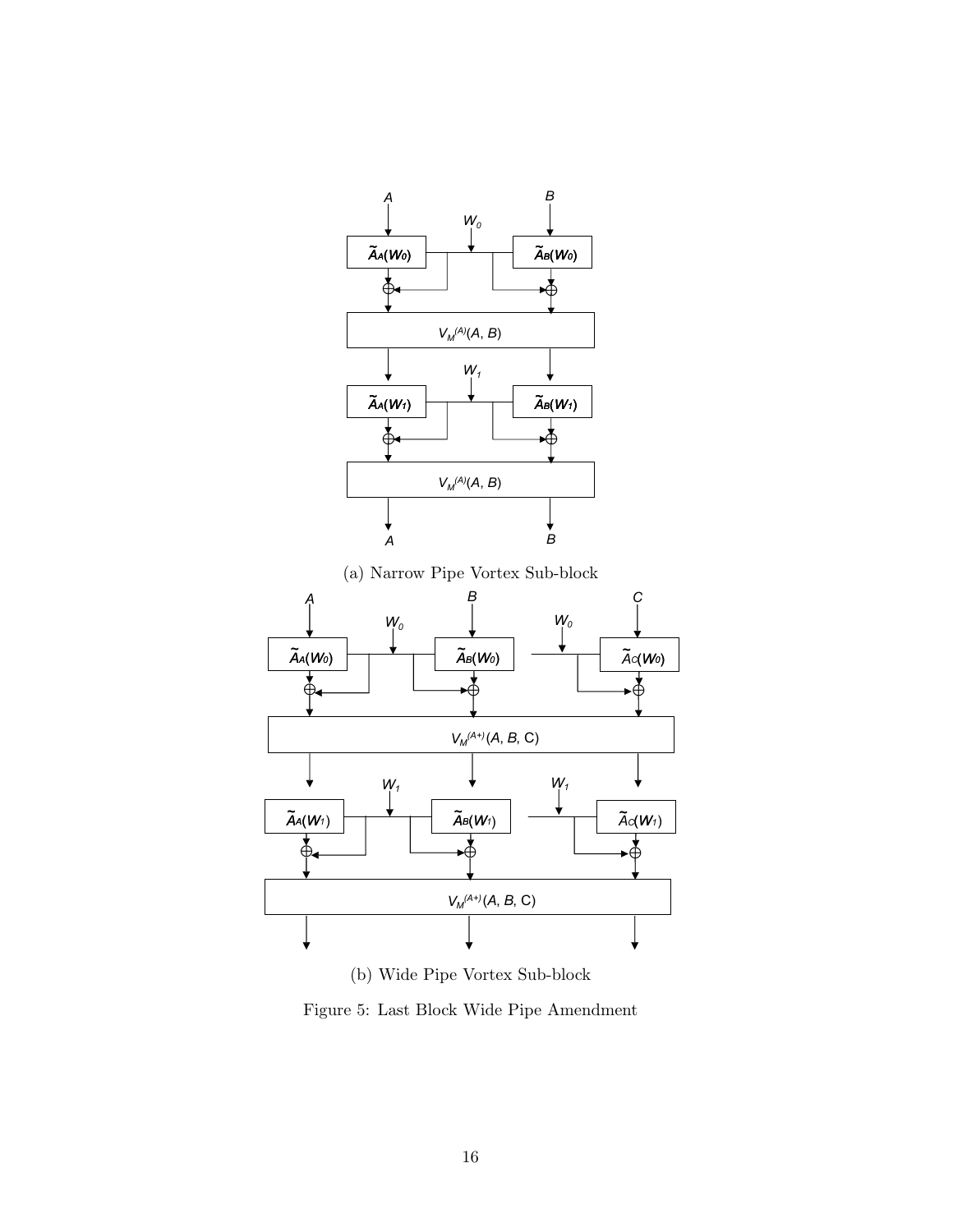(a) Narrow Pipe Vortex Sub-block

(b) Wide Pipe Vortex Sub-block

Figure 5: Last Block Wide Pipe Amendment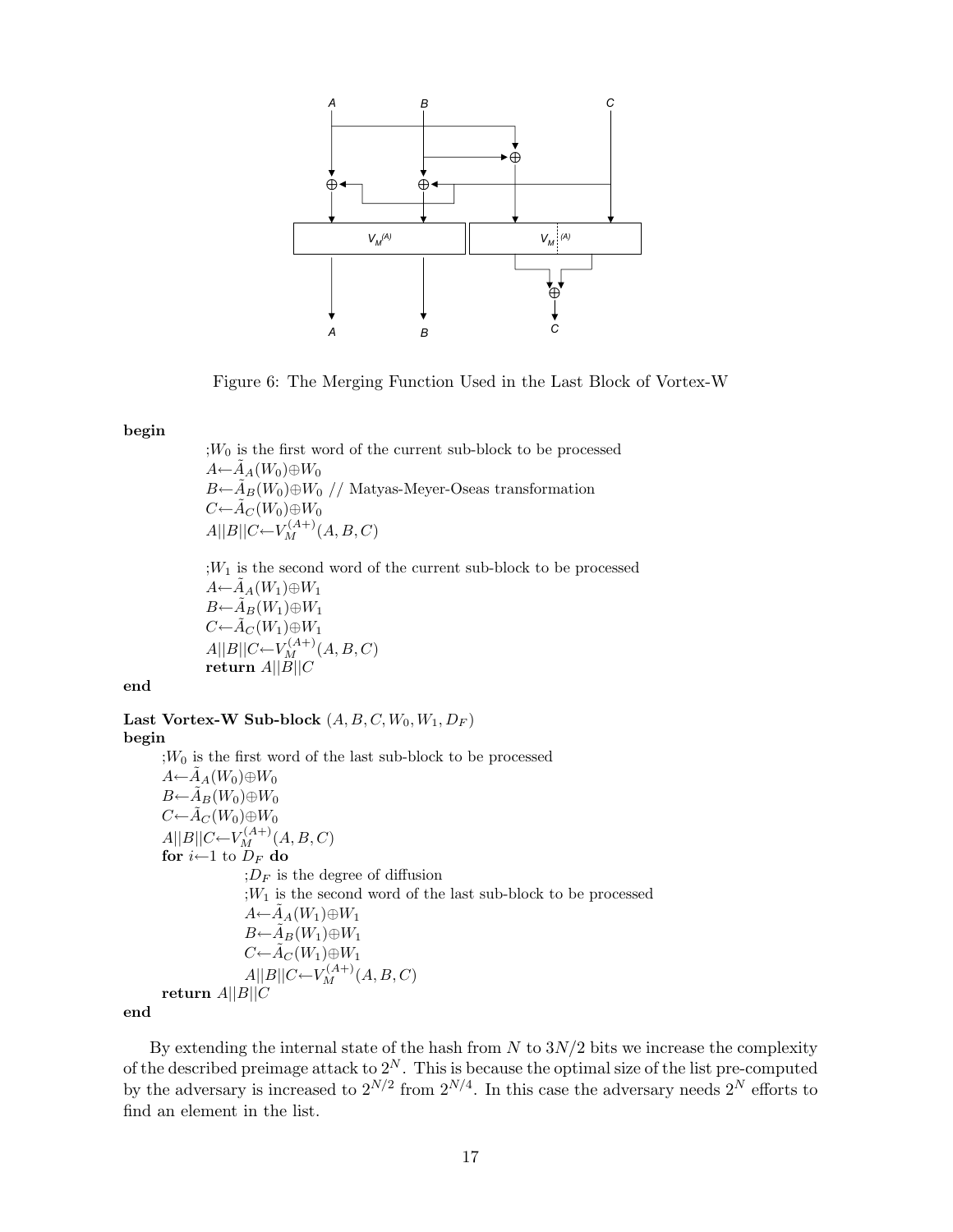Figure 6: The Merging Function Used in the Last Block of Vortex-W

```
begin
        ;W_0 is the first word of the current sub-block to be processed
        A ← Ã_A(W_0) ⊕ W_0
        B ← Ã_B(W_0) ⊕ W_0 // Matyas-Meyer-Oseas transformation
        C ← Ã_C(W_0) ⊕ W_0
        A||B||C ← V_M^(A+)(A, B, C)

        ;W_1 is the second word of the current sub-block to be processed
        A ← Ã_A(W_1) ⊕ W_1
        B ← Ã_B(W_1) ⊕ W_1
        C ← Ã_C(W_1) ⊕ W_1
        A||B||C ← V_M^(A+)(A, B, C)
        return A||B||C
end
```

**Last Vortex-W Sub-block** $(A, B, C, W_0, W_1, D_F)$

```
begin
    ;W_0 is the first word of the last sub-block to be processed
    A ← Ã_A(W_0) ⊕ W_0
    B ← Ã_B(W_0) ⊕ W_0
    C ← Ã_C(W_0) ⊕ W_0
    A||B||C ← V_M^(A+)(A, B, C)
    for i ← 1 to D_F do
            ;D_F is the degree of diffusion
            ;W_1 is the second word of the last sub-block to be processed
            A ← Ã_A(W_1) ⊕ W_1
            B ← Ã_B(W_1) ⊕ W_1
            C ← Ã_C(W_1) ⊕ W_1
            A||B||C ← V_M^(A+)(A, B, C)
    return A||B||C
end
```

By extending the internal state of the hash from $N$ to $3N/2$ bits we increase the complexity of the described preimage attack to $2^N$. This is because the optimal size of the list pre-computed by the adversary is increased to $2^{N/2}$ from $2^{N/4}$. In this case the adversary needs $2^N$ efforts to find an element in the list.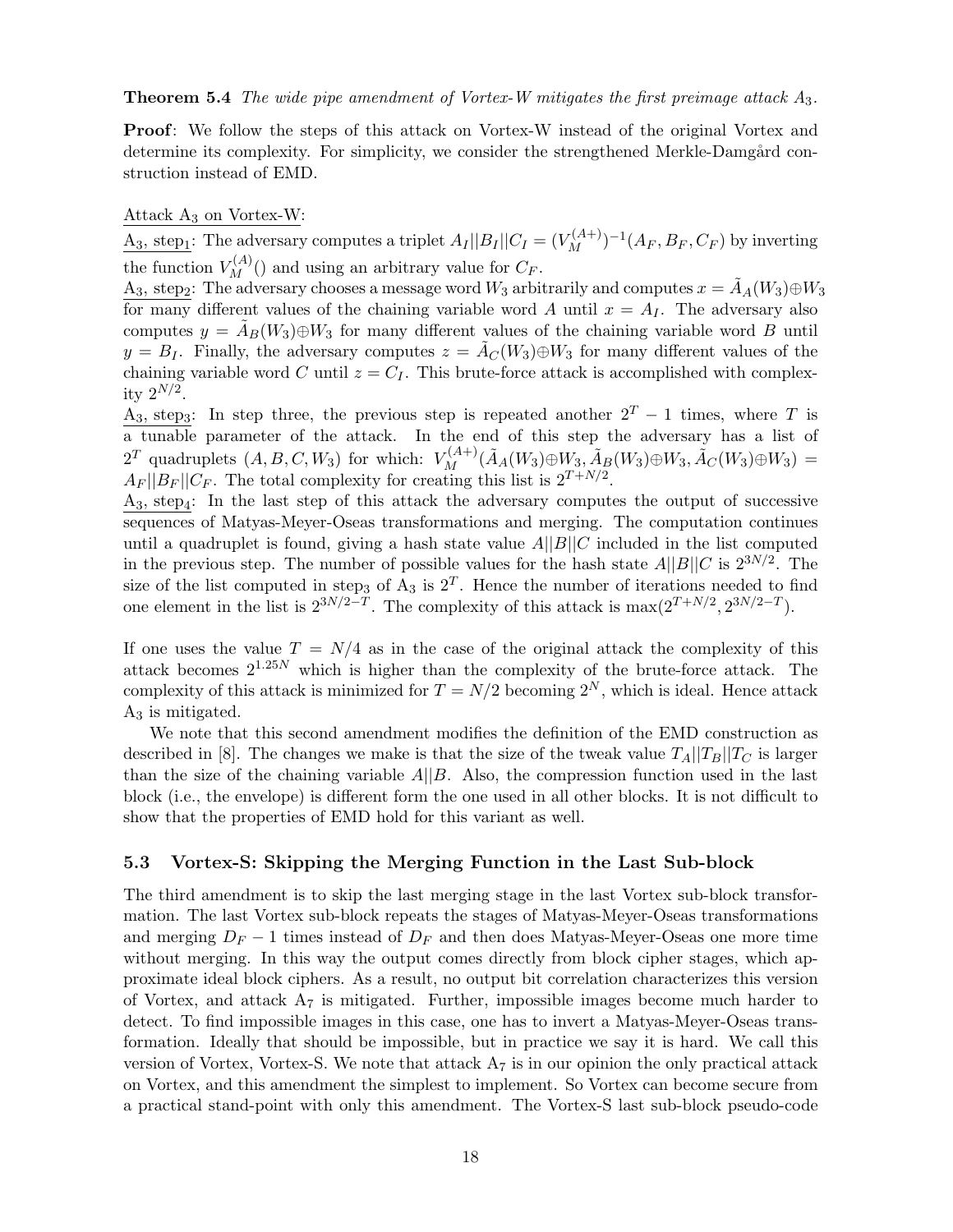**Theorem 5.4** *The wide pipe amendment of Vortex-W mitigates the first preimage attack $A_3$.*

**Proof**: We follow the steps of this attack on Vortex-W instead of the original Vortex and determine its complexity. For simplicity, we consider the strengthened Merkle-Damgård construction instead of EMD.

Attack $A_3$ on Vortex-W:

$A_3$, step$_1$: The adversary computes a triplet $A_I||B_I||C_I = (V_M^{(A+)})^{-1}(A_F, B_F, C_F)$ by inverting the function $V_M^{(A)}()$ and using an arbitrary value for $C_F$.

$A_3$, step$_2$: The adversary chooses a message word $W_3$ arbitrarily and computes $x = \tilde{A}_A(W_3) \oplus W_3$ for many different values of the chaining variable word $A$ until $x = A_I$. The adversary also computes $y = \tilde{A}_B(W_3) \oplus W_3$ for many different values of the chaining variable word $B$ until $y = B_I$. Finally, the adversary computes $z = \tilde{A}_C(W_3) \oplus W_3$ for many different values of the chaining variable word $C$ until $z = C_I$. This brute-force attack is accomplished with complexity $2^{N/2}$.

$A_3$, step$_3$: In step three, the previous step is repeated another $2^T - 1$ times, where $T$ is a tunable parameter of the attack. In the end of this step the adversary has a list of $2^T$ quadruplets $(A, B, C, W_3)$ for which: $V_M^{(A+)}(\tilde{A}_A(W_3) \oplus W_3, \tilde{A}_B(W_3) \oplus W_3, \tilde{A}_C(W_3) \oplus W_3) = A_F||B_F||C_F$. The total complexity for creating this list is $2^{T+N/2}$.

$A_3$, step$_4$: In the last step of this attack the adversary computes the output of successive sequences of Matyas-Meyer-Oseas transformations and merging. The computation continues until a quadruplet is found, giving a hash state value $A||B||C$ included in the list computed in the previous step. The number of possible values for the hash state $A||B||C$ is $2^{3N/2}$. The size of the list computed in step$_3$ of $A_3$ is $2^T$. Hence the number of iterations needed to find one element in the list is $2^{3N/2-T}$. The complexity of this attack is $\max(2^{T+N/2}, 2^{3N/2-T})$.

If one uses the value $T = N/4$ as in the case of the original attack the complexity of this attack becomes $2^{1.25N}$ which is higher than the complexity of the brute-force attack. The complexity of this attack is minimized for $T = N/2$ becoming $2^N$, which is ideal. Hence attack $A_3$ is mitigated.

We note that this second amendment modifies the definition of the EMD construction as described in [8]. The changes we make is that the size of the tweak value $T_A||T_B||T_C$ is larger than the size of the chaining variable $A||B$. Also, the compression function used in the last block (i.e., the envelope) is different form the one used in all other blocks. It is not difficult to show that the properties of EMD hold for this variant as well.

### 5.3 Vortex-S: Skipping the Merging Function in the Last Sub-block

The third amendment is to skip the last merging stage in the last Vortex sub-block transformation. The last Vortex sub-block repeats the stages of Matyas-Meyer-Oseas transformations and merging $D_F - 1$ times instead of $D_F$ and then does Matyas-Meyer-Oseas one more time without merging. In this way the output comes directly from block cipher stages, which approximate ideal block ciphers. As a result, no output bit correlation characterizes this version of Vortex, and attack $A_7$ is mitigated. Further, impossible images become much harder to detect. To find impossible images in this case, one has to invert a Matyas-Meyer-Oseas transformation. Ideally that should be impossible, but in practice we say it is hard. We call this version of Vortex, Vortex-S. We note that attack $A_7$ is in our opinion the only practical attack on Vortex, and this amendment the simplest to implement. So Vortex can become secure from a practical stand-point with only this amendment. The Vortex-S last sub-block pseudo-code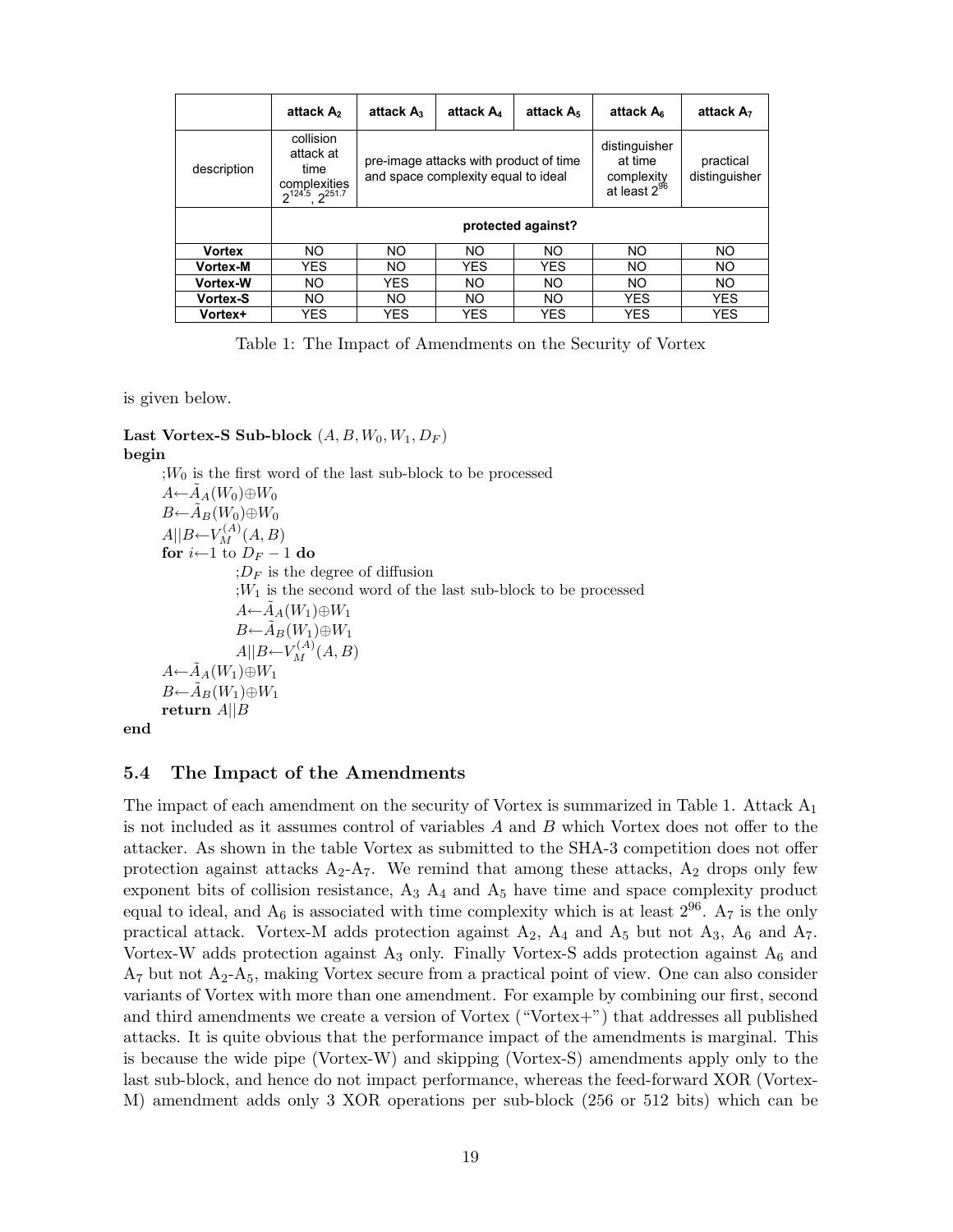|  | attack $A_2$ | attack $A_3$ | attack $A_4$ | attack $A_5$ | attack $A_6$ | attack $A_7$ |
|---|---|---|---|---|---|---|
| description | collision attack at time complexities $2^{124.5}$, $2^{251.7}$ | pre-image attacks with product of time and space complexity equal to ideal | | | distinguisher at time complexity at least $2^{96}$ | practical distinguisher |
|  | protected against? | | | | | |
| **Vortex** | NO | NO | NO | NO | NO | NO |
| **Vortex-M** | YES | NO | YES | YES | NO | NO |
| **Vortex-W** | NO | YES | NO | NO | NO | NO |
| **Vortex-S** | NO | NO | NO | NO | YES | YES |
| **Vortex+** | YES | YES | YES | YES | YES | YES |

Table 1: The Impact of Amendments on the Security of Vortex

is given below.

**Last Vortex-S Sub-block** $(A, B, W_0, W_1, D_F)$
**begin**
- ;$W_0$ is the first word of the last sub-block to be processed
- $A \leftarrow \tilde{A}_A(W_0) \oplus W_0$
- $B \leftarrow \tilde{A}_B(W_0) \oplus W_0$
- $A||B \leftarrow V_M^{(A)}(A, B)$
- **for** $i \leftarrow 1$ to $D_F - 1$ **do**
  - ;$D_F$ is the degree of diffusion
  - ;$W_1$ is the second word of the last sub-block to be processed
  - $A \leftarrow \tilde{A}_A(W_1) \oplus W_1$
  - $B \leftarrow \tilde{A}_B(W_1) \oplus W_1$
  - $A||B \leftarrow V_M^{(A)}(A, B)$
- $A \leftarrow \tilde{A}_A(W_1) \oplus W_1$
- $B \leftarrow \tilde{A}_B(W_1) \oplus W_1$
- **return** $A||B$

**end**

### 5.4 The Impact of the Amendments

The impact of each amendment on the security of Vortex is summarized in Table 1. Attack $A_1$ is not included as it assumes control of variables $A$ and $B$ which Vortex does not offer to the attacker. As shown in the table Vortex as submitted to the SHA-3 competition does not offer protection against attacks $A_2$-$A_7$. We remind that among these attacks, $A_2$ drops only few exponent bits of collision resistance, $A_3$ $A_4$ and $A_5$ have time and space complexity product equal to ideal, and $A_6$ is associated with time complexity which is at least $2^{96}$. $A_7$ is the only practical attack. Vortex-M adds protection against $A_2$, $A_4$ and $A_5$ but not $A_3$, $A_6$ and $A_7$. Vortex-W adds protection against $A_3$ only. Finally Vortex-S adds protection against $A_6$ and $A_7$ but not $A_2$-$A_5$, making Vortex secure from a practical point of view. One can also consider variants of Vortex with more than one amendment. For example by combining our first, second and third amendments we create a version of Vortex ("Vortex+") that addresses all published attacks. It is quite obvious that the performance impact of the amendments is marginal. This is because the wide pipe (Vortex-W) and skipping (Vortex-S) amendments apply only to the last sub-block, and hence do not impact performance, whereas the feed-forward XOR (Vortex-M) amendment adds only 3 XOR operations per sub-block (256 or 512 bits) which can be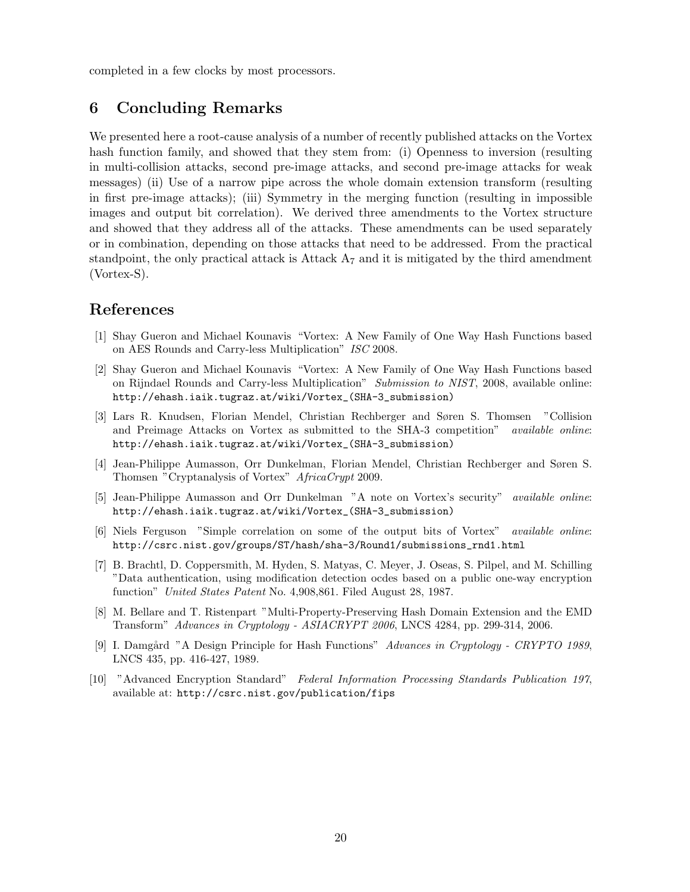completed in a few clocks by most processors.

## 6 Concluding Remarks

We presented here a root-cause analysis of a number of recently published attacks on the Vortex hash function family, and showed that they stem from: (i) Openness to inversion (resulting in multi-collision attacks, second pre-image attacks, and second pre-image attacks for weak messages) (ii) Use of a narrow pipe across the whole domain extension transform (resulting in first pre-image attacks); (iii) Symmetry in the merging function (resulting in impossible images and output bit correlation). We derived three amendments to the Vortex structure and showed that they address all of the attacks. These amendments can be used separately or in combination, depending on those attacks that need to be addressed. From the practical standpoint, the only practical attack is Attack $A_7$ and it is mitigated by the third amendment (Vortex-S).

## References

[1] Shay Gueron and Michael Kounavis "Vortex: A New Family of One Way Hash Functions based on AES Rounds and Carry-less Multiplication" *ISC* 2008.

[2] Shay Gueron and Michael Kounavis "Vortex: A New Family of One Way Hash Functions based on Rijndael Rounds and Carry-less Multiplication" *Submission to NIST*, 2008, available online: http://ehash.iaik.tugraz.at/wiki/Vortex_(SHA-3_submission)

[3] Lars R. Knudsen, Florian Mendel, Christian Rechberger and Søren S. Thomsen "Collision and Preimage Attacks on Vortex as submitted to the SHA-3 competition" *available online*: http://ehash.iaik.tugraz.at/wiki/Vortex_(SHA-3_submission)

[4] Jean-Philippe Aumasson, Orr Dunkelman, Florian Mendel, Christian Rechberger and Søren S. Thomsen "Cryptanalysis of Vortex" *AfricaCrypt* 2009.

[5] Jean-Philippe Aumasson and Orr Dunkelman "A note on Vortex's security" *available online*: http://ehash.iaik.tugraz.at/wiki/Vortex_(SHA-3_submission)

[6] Niels Ferguson "Simple correlation on some of the output bits of Vortex" *available online*: http://csrc.nist.gov/groups/ST/hash/sha-3/Round1/submissions_rnd1.html

[7] B. Brachtl, D. Coppersmith, M. Hyden, S. Matyas, C. Meyer, J. Oseas, S. Pilpel, and M. Schilling "Data authentication, using modification detection ocdes based on a public one-way encryption function" *United States Patent* No. 4,908,861. Filed August 28, 1987.

[8] M. Bellare and T. Ristenpart "Multi-Property-Preserving Hash Domain Extension and the EMD Transform" *Advances in Cryptology - ASIACRYPT 2006*, LNCS 4284, pp. 299-314, 2006.

[9] I. Damgård "A Design Principle for Hash Functions" *Advances in Cryptology - CRYPTO 1989*, LNCS 435, pp. 416-427, 1989.

[10] "Advanced Encryption Standard" *Federal Information Processing Standards Publication 197*, available at: http://csrc.nist.gov/publication/fips